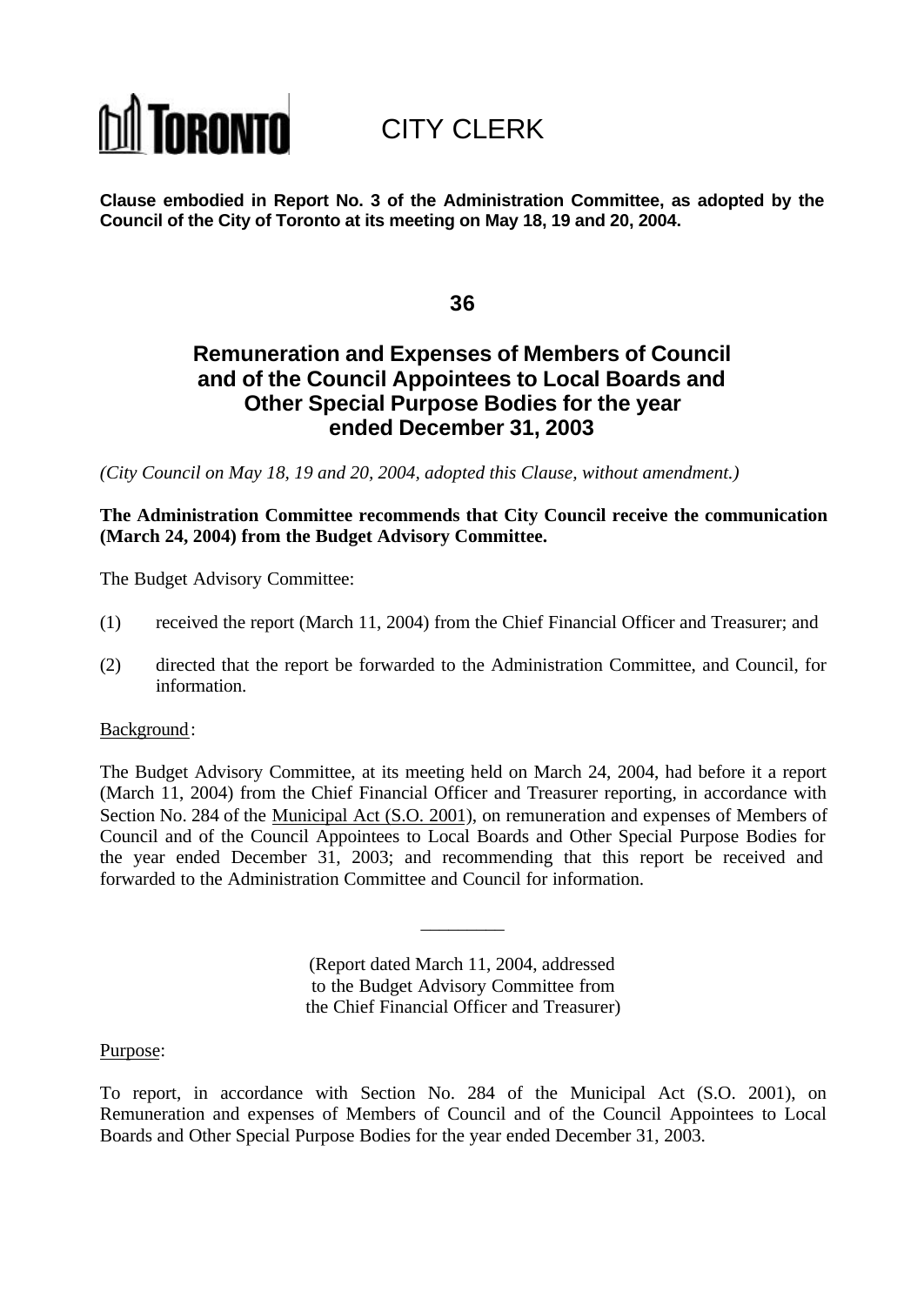TORONTO CITY CLERK

**Clause embodied in Report No. 3 of the Administration Committee, as adopted by the Council of the City of Toronto at its meeting on May 18, 19 and 20, 2004.**

**36**

## Remuneration and Expenses of Members of Council and of the Council Appointees to Local Boards and Other Special Purpose Bodies for the year ended December 31, 2003

*(City Council on May 18, 19 and 20, 2004, adopted this Clause, without amendment.)*

**The Administration Committee recommends that City Council receive the communication (March 24, 2004) from the Budget Advisory Committee.**

The Budget Advisory Committee:

(1) received the report (March 11, 2004) from the Chief Financial Officer and Treasurer; and

(2) directed that the report be forwarded to the Administration Committee, and Council, for information.

Background:

The Budget Advisory Committee, at its meeting held on March 24, 2004, had before it a report (March 11, 2004) from the Chief Financial Officer and Treasurer reporting, in accordance with Section No. 284 of the Municipal Act (S.O. 2001), on remuneration and expenses of Members of Council and of the Council Appointees to Local Boards and Other Special Purpose Bodies for the year ended December 31, 2003; and recommending that this report be received and forwarded to the Administration Committee and Council for information.

---

(Report dated March 11, 2004, addressed to the Budget Advisory Committee from the Chief Financial Officer and Treasurer)

Purpose:

To report, in accordance with Section No. 284 of the Municipal Act (S.O. 2001), on Remuneration and expenses of Members of Council and of the Council Appointees to Local Boards and Other Special Purpose Bodies for the year ended December 31, 2003.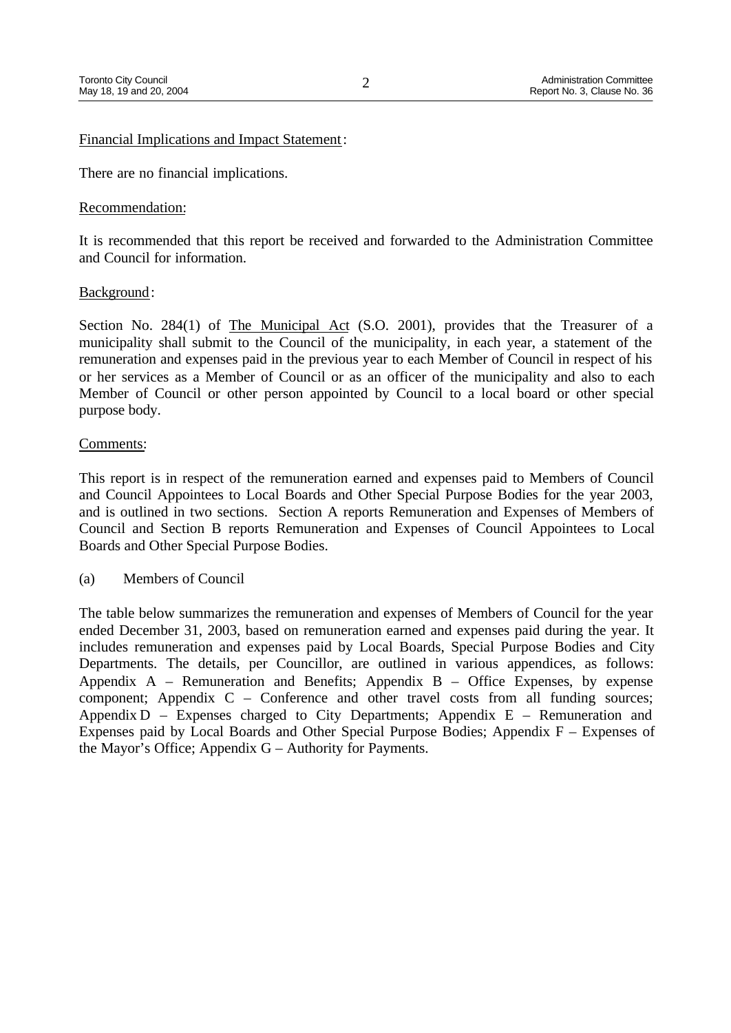Financial Implications and Impact Statement:

There are no financial implications.

Recommendation:

It is recommended that this report be received and forwarded to the Administration Committee and Council for information.

Background:

Section No. 284(1) of The Municipal Act (S.O. 2001), provides that the Treasurer of a municipality shall submit to the Council of the municipality, in each year, a statement of the remuneration and expenses paid in the previous year to each Member of Council in respect of his or her services as a Member of Council or as an officer of the municipality and also to each Member of Council or other person appointed by Council to a local board or other special purpose body.

Comments:

This report is in respect of the remuneration earned and expenses paid to Members of Council and Council Appointees to Local Boards and Other Special Purpose Bodies for the year 2003, and is outlined in two sections. Section A reports Remuneration and Expenses of Members of Council and Section B reports Remuneration and Expenses of Council Appointees to Local Boards and Other Special Purpose Bodies.

(a) Members of Council

The table below summarizes the remuneration and expenses of Members of Council for the year ended December 31, 2003, based on remuneration earned and expenses paid during the year. It includes remuneration and expenses paid by Local Boards, Special Purpose Bodies and City Departments. The details, per Councillor, are outlined in various appendices, as follows: Appendix A – Remuneration and Benefits; Appendix B – Office Expenses, by expense component; Appendix C – Conference and other travel costs from all funding sources; Appendix D – Expenses charged to City Departments; Appendix E – Remuneration and Expenses paid by Local Boards and Other Special Purpose Bodies; Appendix F – Expenses of the Mayor's Office; Appendix G – Authority for Payments.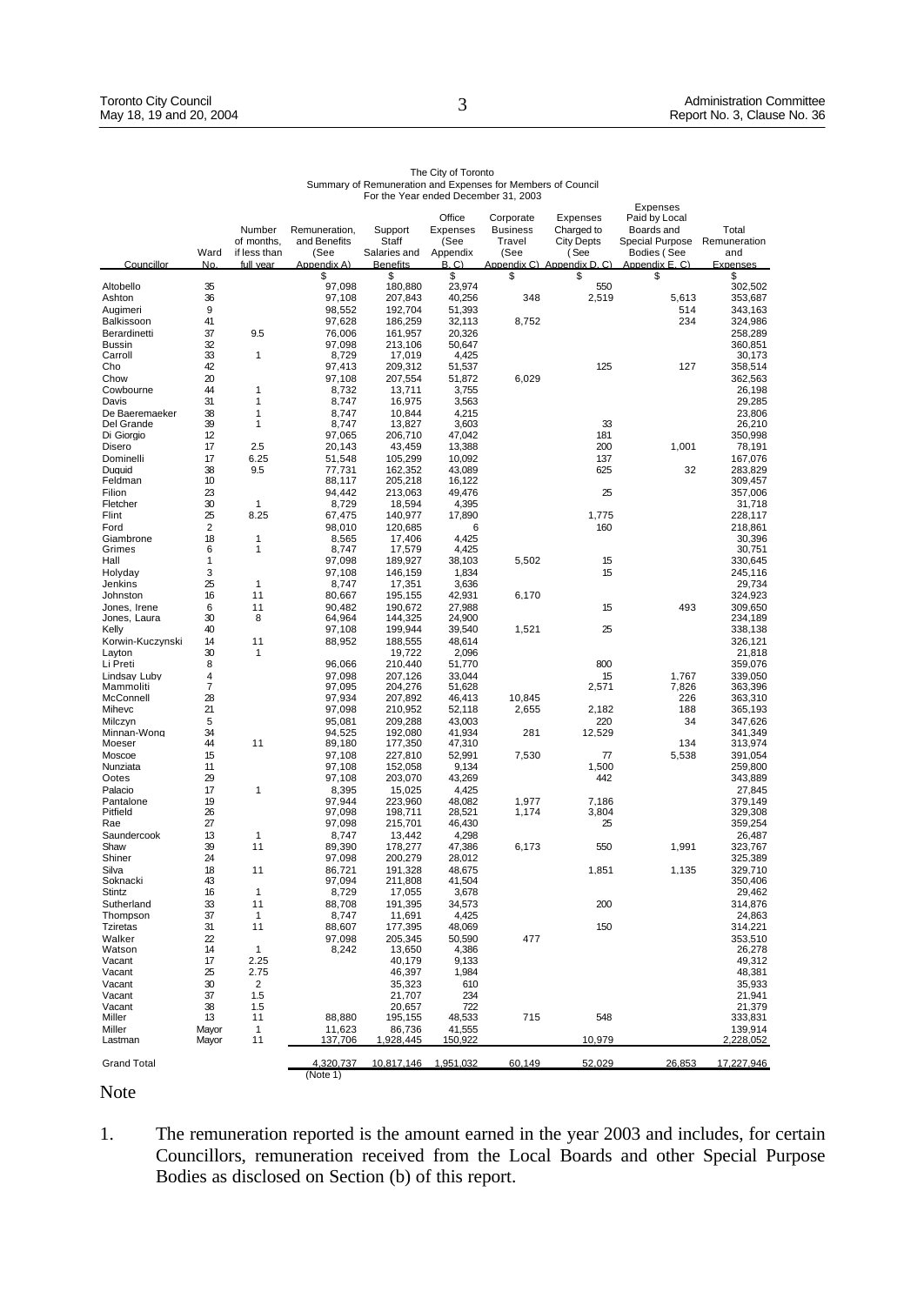The City of Toronto
Summary of Remuneration and Expenses for Members of Council
For the Year ended December 31, 2003

| Councillor | Ward No. | Number of months, if less than full year | Remuneration, and Benefits (See Appendix A) | Support Staff Salaries and Benefits | Office Expenses (See Appendix B, C) | Corporate Business Travel (See Appendix C) | Expenses Charged to City Depts (See Appendix D, C) | Expenses Paid by Local Boards and Special Purpose Bodies (See Appendix E, C) | Total Remuneration and Expenses |
|---|---|---|---|---|---|---|---|---|---|
| | | | $ | $ | $ | $ | $ | $ | $ |
| Altobello | 35 | | 97,098 | 180,880 | 23,974 | | 550 | | 302,502 |
| Ashton | 36 | | 97,108 | 207,843 | 40,256 | 348 | 2,519 | 5,613 | 353,687 |
| Augimeri | 9 | | 98,552 | 192,704 | 51,393 | | | 514 | 343,163 |
| Balkissoon | 41 | | 97,628 | 186,259 | 32,113 | 8,752 | | 234 | 324,986 |
| Berardinetti | 37 | 9.5 | 76,006 | 161,957 | 20,326 | | | | 258,289 |
| Bussin | 32 | | 97,098 | 213,106 | 50,647 | | | | 360,851 |
| Carroll | 33 | 1 | 8,729 | 17,019 | 4,425 | | | | 30,173 |
| Cho | 42 | | 97,413 | 209,312 | 51,537 | | 125 | 127 | 358,514 |
| Chow | 20 | | 97,108 | 207,554 | 51,872 | 6,029 | | | 362,563 |
| Cowbourne | 44 | 1 | 8,732 | 13,711 | 3,755 | | | | 26,198 |
| Davis | 31 | 1 | 8,747 | 16,975 | 3,563 | | | | 29,285 |
| De Baeremaeker | 38 | 1 | 8,747 | 10,844 | 4,215 | | | | 23,806 |
| Del Grande | 39 | 1 | 8,747 | 13,827 | 3,603 | | 33 | | 26,210 |
| Di Giorgio | 12 | | 97,065 | 206,710 | 47,042 | | 181 | | 350,998 |
| Disero | 17 | 2.5 | 20,143 | 43,459 | 13,388 | | 200 | 1,001 | 78,191 |
| Dominelli | 17 | 6.25 | 51,548 | 105,299 | 10,092 | | 137 | | 167,076 |
| Duguid | 38 | 9.5 | 77,731 | 162,352 | 43,089 | | 625 | 32 | 283,829 |
| Feldman | 10 | | 88,117 | 205,218 | 16,122 | | | | 309,457 |
| Filion | 23 | | 94,442 | 213,063 | 49,476 | | 25 | | 357,006 |
| Fletcher | 30 | 1 | 8,729 | 18,594 | 4,395 | | | | 31,718 |
| Flint | 25 | 8.25 | 67,475 | 140,977 | 17,890 | | 1,775 | | 228,117 |
| Ford | 2 | | 98,010 | 120,685 | 6 | | 160 | | 218,861 |
| Giambrone | 18 | 1 | 8,565 | 17,406 | 4,425 | | | | 30,396 |
| Grimes | 6 | 1 | 8,747 | 17,579 | 4,425 | | | | 30,751 |
| Hall | 1 | | 97,098 | 189,927 | 38,103 | 5,502 | 15 | | 330,645 |
| Holyday | 3 | | 97,108 | 146,159 | 1,834 | | 15 | | 245,116 |
| Jenkins | 25 | 1 | 8,747 | 17,351 | 3,636 | | | | 29,734 |
| Johnston | 16 | 11 | 80,667 | 195,155 | 42,931 | 6,170 | | | 324,923 |
| Jones, Irene | 6 | 11 | 90,482 | 190,672 | 27,988 | | 15 | 493 | 309,650 |
| Jones, Laura | 30 | 8 | 64,964 | 144,325 | 24,900 | | | | 234,189 |
| Kelly | 40 | | 97,108 | 199,944 | 39,540 | 1,521 | 25 | | 338,138 |
| Korwin-Kuczynski | 14 | 11 | 88,952 | 188,555 | 48,614 | | | | 326,121 |
| Layton | 30 | 1 | | 19,722 | 2,096 | | | | 21,818 |
| Li Preti | 8 | | 96,066 | 210,440 | 51,770 | | 800 | | 359,076 |
| Lindsay Luby | 4 | | 97,098 | 207,126 | 33,044 | | 15 | 1,767 | 339,050 |
| Mammoliti | 7 | | 97,095 | 204,276 | 51,628 | | 2,571 | 7,826 | 363,396 |
| McConnell | 28 | | 97,934 | 207,892 | 46,413 | 10,845 | | 226 | 363,310 |
| Mihevc | 21 | | 97,098 | 210,952 | 52,118 | 2,655 | 2,182 | 188 | 365,193 |
| Milczyn | 5 | | 95,081 | 209,288 | 43,003 | | 220 | 34 | 347,626 |
| Minnan-Wong | 34 | | 94,525 | 192,080 | 41,934 | 281 | 12,529 | | 341,349 |
| Moeser | 44 | 11 | 89,180 | 177,350 | 47,310 | | | 134 | 313,974 |
| Moscoe | 15 | | 97,108 | 227,810 | 52,991 | 7,530 | 77 | 5,538 | 391,054 |
| Nunziata | 11 | | 97,108 | 152,058 | 9,134 | | 1,500 | | 259,800 |
| Ootes | 29 | | 97,108 | 203,070 | 43,269 | | 442 | | 343,889 |
| Palacio | 17 | 1 | 8,395 | 15,025 | 4,425 | | | | 27,845 |
| Pantalone | 19 | | 97,944 | 223,960 | 48,082 | 1,977 | 7,186 | | 379,149 |
| Pitfield | 26 | | 97,098 | 198,711 | 28,521 | 1,174 | 3,804 | | 329,308 |
| Rae | 27 | | 97,098 | 215,701 | 46,430 | | 25 | | 359,254 |
| Saundercook | 13 | 1 | 8,747 | 13,442 | 4,298 | | | | 26,487 |
| Shaw | 39 | 11 | 89,390 | 178,277 | 47,386 | 6,173 | 550 | 1,991 | 323,767 |
| Shiner | 24 | | 97,098 | 200,279 | 28,012 | | | | 325,389 |
| Silva | 18 | 11 | 86,721 | 191,328 | 48,675 | | 1,851 | 1,135 | 329,710 |
| Soknacki | 43 | | 97,094 | 211,808 | 41,504 | | | | 350,406 |
| Stintz | 16 | 1 | 8,729 | 17,055 | 3,678 | | | | 29,462 |
| Sutherland | 33 | 11 | 88,708 | 191,395 | 34,573 | | 200 | | 314,876 |
| Thompson | 37 | 1 | 8,747 | 11,691 | 4,425 | | | | 24,863 |
| Tziretas | 31 | 11 | 88,607 | 177,395 | 48,069 | | 150 | | 314,221 |
| Walker | 22 | | 97,098 | 205,345 | 50,590 | 477 | | | 353,510 |
| Watson | 14 | 1 | 8,242 | 13,650 | 4,386 | | | | 26,278 |
| Vacant | 17 | 2.25 | | 40,179 | 9,133 | | | | 49,312 |
| Vacant | 25 | 2.75 | | 46,397 | 1,984 | | | | 48,381 |
| Vacant | 30 | 2 | | 35,323 | 610 | | | | 35,933 |
| Vacant | 37 | 1.5 | | 21,707 | 234 | | | | 21,941 |
| Vacant | 38 | 1.5 | | 20,657 | 722 | | | | 21,379 |
| Miller | 13 | 11 | 88,880 | 195,155 | 48,533 | 715 | 548 | | 333,831 |
| Miller | Mayor | 1 | 11,623 | 86,736 | 41,555 | | | | 139,914 |
| Lastman | Mayor | 11 | 137,706 | 1,928,445 | 150,922 | | 10,979 | | 2,228,052 |
| **Grand Total** | | | 4,320,737 (Note 1) | 10,817,146 | 1,951,032 | 60,149 | 52,029 | 26,853 | 17,227,946 |

Note

1. The remuneration reported is the amount earned in the year 2003 and includes, for certain Councillors, remuneration received from the Local Boards and other Special Purpose Bodies as disclosed on Section (b) of this report.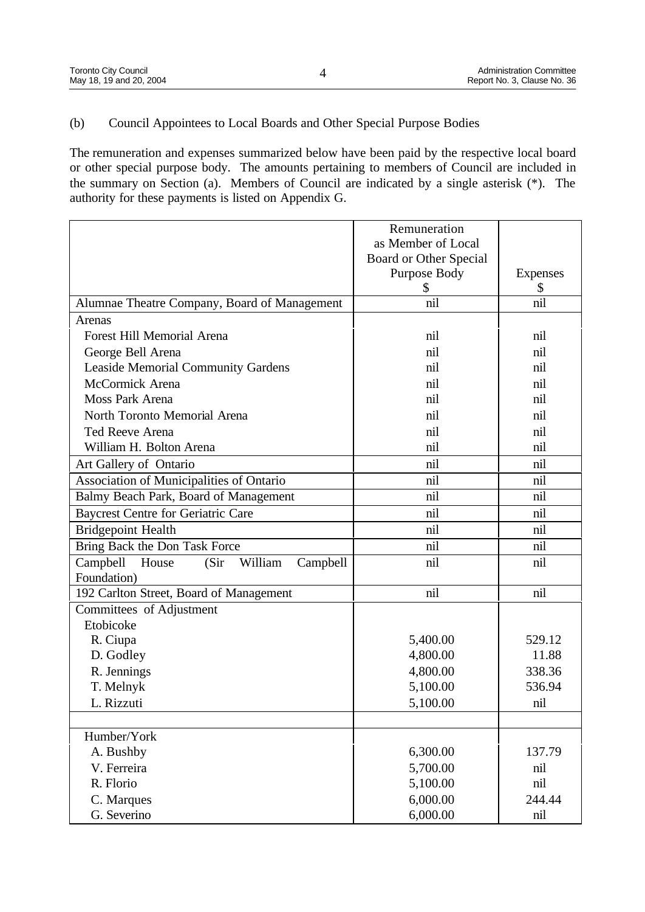(b) Council Appointees to Local Boards and Other Special Purpose Bodies

The remuneration and expenses summarized below have been paid by the respective local board or other special purpose body. The amounts pertaining to members of Council are included in the summary on Section (a). Members of Council are indicated by a single asterisk (*). The authority for these payments is listed on Appendix G.

| | Remuneration as Member of Local Board or Other Special Purpose Body $ | Expenses $ |
|---|---|---|
| Alumnae Theatre Company, Board of Management | nil | nil |
| Arenas | | |
| Forest Hill Memorial Arena | nil | nil |
| George Bell Arena | nil | nil |
| Leaside Memorial Community Gardens | nil | nil |
| McCormick Arena | nil | nil |
| Moss Park Arena | nil | nil |
| North Toronto Memorial Arena | nil | nil |
| Ted Reeve Arena | nil | nil |
| William H. Bolton Arena | nil | nil |
| Art Gallery of Ontario | nil | nil |
| Association of Municipalities of Ontario | nil | nil |
| Balmy Beach Park, Board of Management | nil | nil |
| Baycrest Centre for Geriatric Care | nil | nil |
| Bridgepoint Health | nil | nil |
| Bring Back the Don Task Force | nil | nil |
| Campbell House (Sir William Campbell Foundation) | nil | nil |
| 192 Carlton Street, Board of Management | nil | nil |
| Committees of Adjustment | | |
| Etobicoke | | |
| R. Ciupa | 5,400.00 | 529.12 |
| D. Godley | 4,800.00 | 11.88 |
| R. Jennings | 4,800.00 | 338.36 |
| T. Melnyk | 5,100.00 | 536.94 |
| L. Rizzuti | 5,100.00 | nil |
| | | |
| Humber/York | | |
| A. Bushby | 6,300.00 | 137.79 |
| V. Ferreira | 5,700.00 | nil |
| R. Florio | 5,100.00 | nil |
| C. Marques | 6,000.00 | 244.44 |
| G. Severino | 6,000.00 | nil |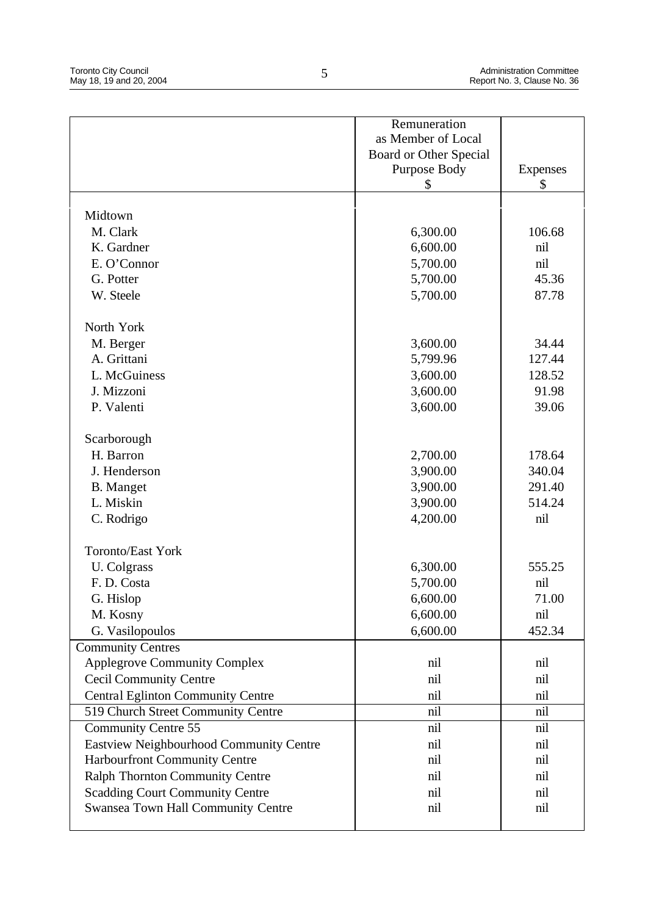| | Remuneration as Member of Local Board or Other Special Purpose Body $ | Expenses $ |
|---|---|---|
| Midtown | | |
| M. Clark | 6,300.00 | 106.68 |
| K. Gardner | 6,600.00 | nil |
| E. O'Connor | 5,700.00 | nil |
| G. Potter | 5,700.00 | 45.36 |
| W. Steele | 5,700.00 | 87.78 |
| North York | | |
| M. Berger | 3,600.00 | 34.44 |
| A. Grittani | 5,799.96 | 127.44 |
| L. McGuiness | 3,600.00 | 128.52 |
| J. Mizzoni | 3,600.00 | 91.98 |
| P. Valenti | 3,600.00 | 39.06 |
| Scarborough | | |
| H. Barron | 2,700.00 | 178.64 |
| J. Henderson | 3,900.00 | 340.04 |
| B. Manget | 3,900.00 | 291.40 |
| L. Miskin | 3,900.00 | 514.24 |
| C. Rodrigo | 4,200.00 | nil |
| Toronto/East York | | |
| U. Colgrass | 6,300.00 | 555.25 |
| F. D. Costa | 5,700.00 | nil |
| G. Hislop | 6,600.00 | 71.00 |
| M. Kosny | 6,600.00 | nil |
| G. Vasilopoulos | 6,600.00 | 452.34 |
| Community Centres | | |
| Applegrove Community Complex | nil | nil |
| Cecil Community Centre | nil | nil |
| Central Eglinton Community Centre | nil | nil |
| 519 Church Street Community Centre | nil | nil |
| Community Centre 55 | nil | nil |
| Eastview Neighbourhood Community Centre | nil | nil |
| Harbourfront Community Centre | nil | nil |
| Ralph Thornton Community Centre | nil | nil |
| Scadding Court Community Centre | nil | nil |
| Swansea Town Hall Community Centre | nil | nil |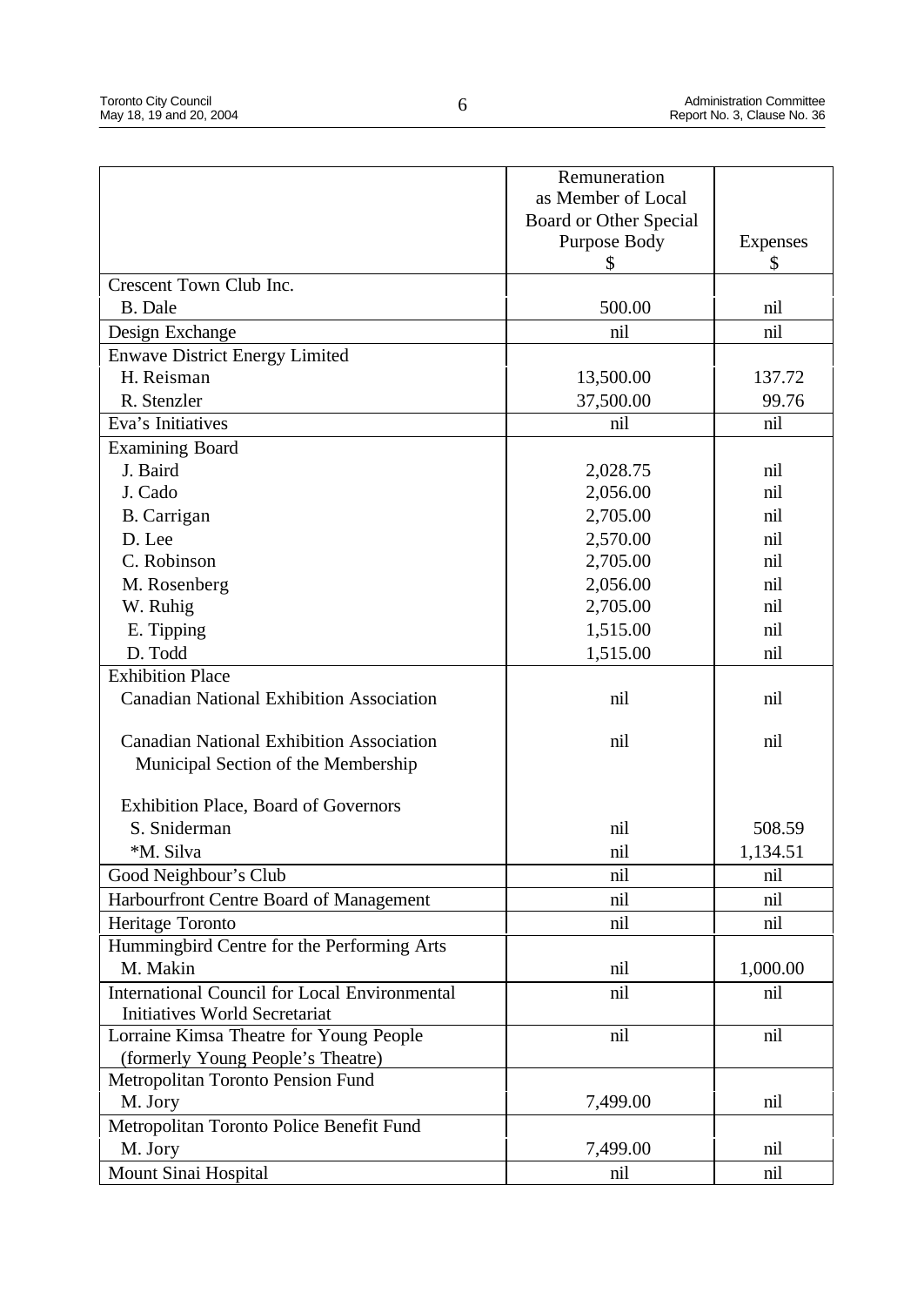| | Remuneration as Member of Local Board or Other Special Purpose Body $ | Expenses $ |
|---|---|---|
| Crescent Town Club Inc. | | |
| B. Dale | 500.00 | nil |
| Design Exchange | nil | nil |
| Enwave District Energy Limited | | |
| H. Reisman | 13,500.00 | 137.72 |
| R. Stenzler | 37,500.00 | 99.76 |
| Eva's Initiatives | nil | nil |
| Examining Board | | |
| J. Baird | 2,028.75 | nil |
| J. Cado | 2,056.00 | nil |
| B. Carrigan | 2,705.00 | nil |
| D. Lee | 2,570.00 | nil |
| C. Robinson | 2,705.00 | nil |
| M. Rosenberg | 2,056.00 | nil |
| W. Ruhig | 2,705.00 | nil |
| E. Tipping | 1,515.00 | nil |
| D. Todd | 1,515.00 | nil |
| Exhibition Place | | |
| Canadian National Exhibition Association | nil | nil |
| Canadian National Exhibition Association Municipal Section of the Membership | nil | nil |
| Exhibition Place, Board of Governors | | |
| S. Sniderman | nil | 508.59 |
| *M. Silva | nil | 1,134.51 |
| Good Neighbour's Club | nil | nil |
| Harbourfront Centre Board of Management | nil | nil |
| Heritage Toronto | nil | nil |
| Hummingbird Centre for the Performing Arts | | |
| M. Makin | nil | 1,000.00 |
| International Council for Local Environmental Initiatives World Secretariat | nil | nil |
| Lorraine Kimsa Theatre for Young People (formerly Young People's Theatre) | nil | nil |
| Metropolitan Toronto Pension Fund | | |
| M. Jory | 7,499.00 | nil |
| Metropolitan Toronto Police Benefit Fund | | |
| M. Jory | 7,499.00 | nil |
| Mount Sinai Hospital | nil | nil |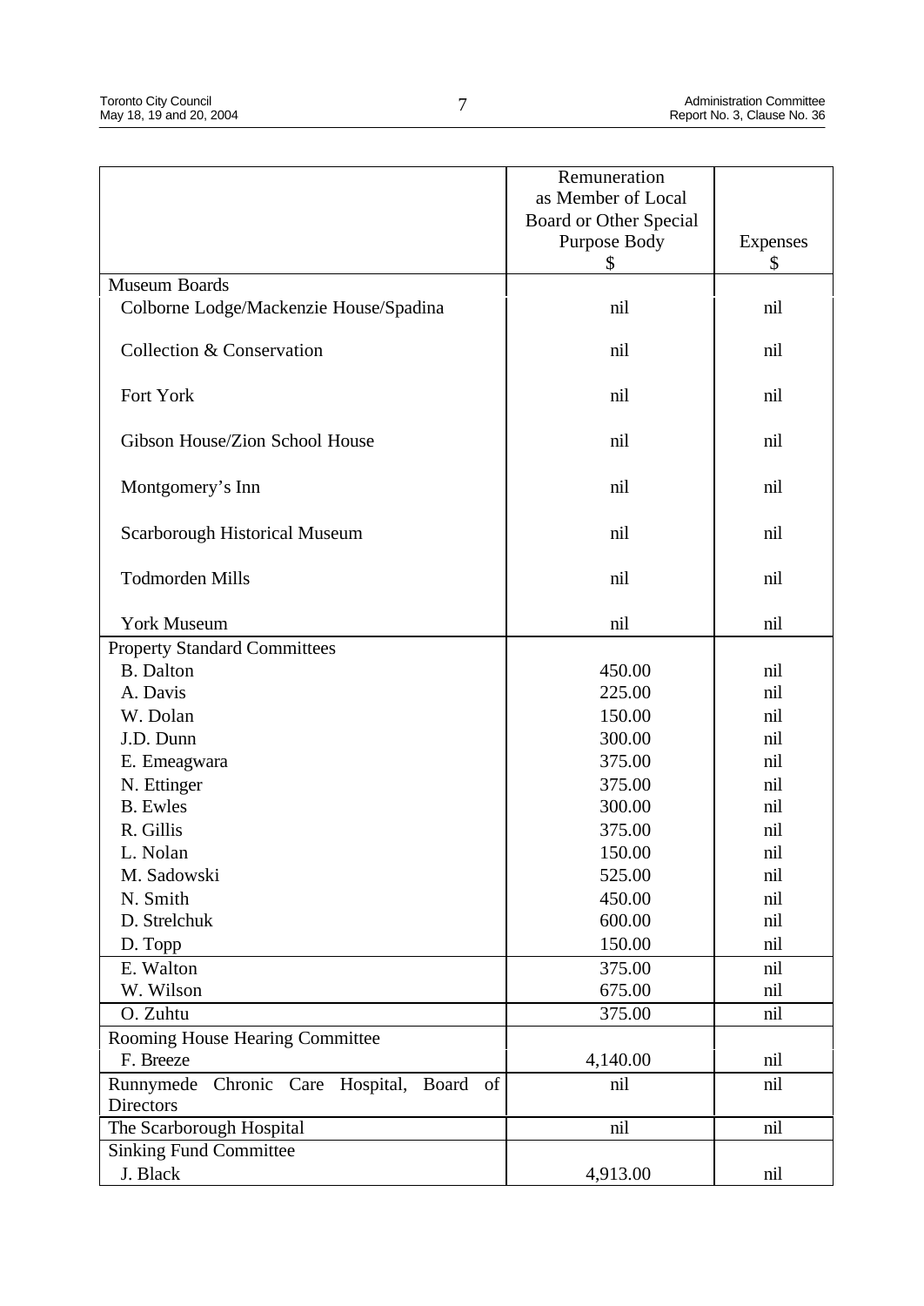| | Remuneration as Member of Local Board or Other Special Purpose Body $ | Expenses $ |
|---|---|---|
| Museum Boards | | |
| Colborne Lodge/Mackenzie House/Spadina | nil | nil |
| Collection & Conservation | nil | nil |
| Fort York | nil | nil |
| Gibson House/Zion School House | nil | nil |
| Montgomery's Inn | nil | nil |
| Scarborough Historical Museum | nil | nil |
| Todmorden Mills | nil | nil |
| York Museum | nil | nil |
| Property Standard Committees | | |
| B. Dalton | 450.00 | nil |
| A. Davis | 225.00 | nil |
| W. Dolan | 150.00 | nil |
| J.D. Dunn | 300.00 | nil |
| E. Emeagwara | 375.00 | nil |
| N. Ettinger | 375.00 | nil |
| B. Ewles | 300.00 | nil |
| R. Gillis | 375.00 | nil |
| L. Nolan | 150.00 | nil |
| M. Sadowski | 525.00 | nil |
| N. Smith | 450.00 | nil |
| D. Strelchuk | 600.00 | nil |
| D. Topp | 150.00 | nil |
| E. Walton | 375.00 | nil |
| W. Wilson | 675.00 | nil |
| O. Zuhtu | 375.00 | nil |
| Rooming House Hearing Committee | | |
| F. Breeze | 4,140.00 | nil |
| Runnymede Chronic Care Hospital, Board of Directors | nil | nil |
| The Scarborough Hospital | nil | nil |
| Sinking Fund Committee | | |
| J. Black | 4,913.00 | nil |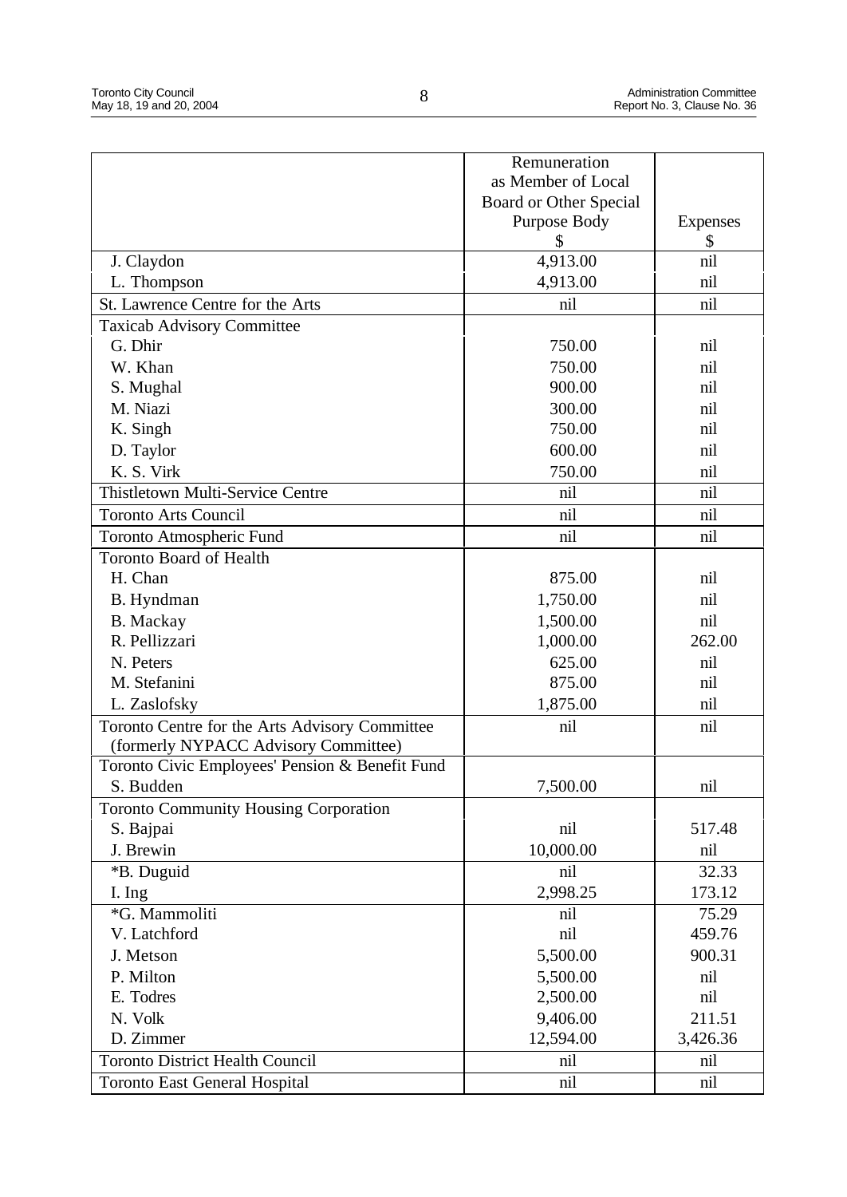| | Remuneration as Member of Local Board or Other Special Purpose Body $ | Expenses $ |
|---|---|---|
| J. Claydon | 4,913.00 | nil |
| L. Thompson | 4,913.00 | nil |
| St. Lawrence Centre for the Arts | nil | nil |
| Taxicab Advisory Committee | | |
| G. Dhir | 750.00 | nil |
| W. Khan | 750.00 | nil |
| S. Mughal | 900.00 | nil |
| M. Niazi | 300.00 | nil |
| K. Singh | 750.00 | nil |
| D. Taylor | 600.00 | nil |
| K. S. Virk | 750.00 | nil |
| Thistletown Multi-Service Centre | nil | nil |
| Toronto Arts Council | nil | nil |
| Toronto Atmospheric Fund | nil | nil |
| Toronto Board of Health | | |
| H. Chan | 875.00 | nil |
| B. Hyndman | 1,750.00 | nil |
| B. Mackay | 1,500.00 | nil |
| R. Pellizzari | 1,000.00 | 262.00 |
| N. Peters | 625.00 | nil |
| M. Stefanini | 875.00 | nil |
| L. Zaslofsky | 1,875.00 | nil |
| Toronto Centre for the Arts Advisory Committee (formerly NYPACC Advisory Committee) | nil | nil |
| Toronto Civic Employees' Pension & Benefit Fund | | |
| S. Budden | 7,500.00 | nil |
| Toronto Community Housing Corporation | | |
| S. Bajpai | nil | 517.48 |
| J. Brewin | 10,000.00 | nil |
| *B. Duguid | nil | 32.33 |
| I. Ing | 2,998.25 | 173.12 |
| *G. Mammoliti | nil | 75.29 |
| V. Latchford | nil | 459.76 |
| J. Metson | 5,500.00 | 900.31 |
| P. Milton | 5,500.00 | nil |
| E. Todres | 2,500.00 | nil |
| N. Volk | 9,406.00 | 211.51 |
| D. Zimmer | 12,594.00 | 3,426.36 |
| Toronto District Health Council | nil | nil |
| Toronto East General Hospital | nil | nil |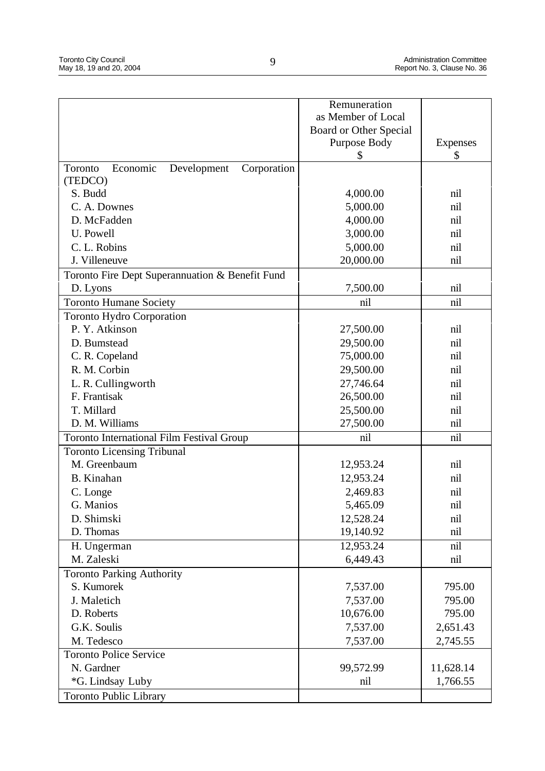| | Remuneration as Member of Local Board or Other Special Purpose Body $ | Expenses $ |
|---|---|---|
| Toronto Economic Development Corporation (TEDCO) | | |
| S. Budd | 4,000.00 | nil |
| C. A. Downes | 5,000.00 | nil |
| D. McFadden | 4,000.00 | nil |
| U. Powell | 3,000.00 | nil |
| C. L. Robins | 5,000.00 | nil |
| J. Villeneuve | 20,000.00 | nil |
| Toronto Fire Dept Superannuation & Benefit Fund | | |
| D. Lyons | 7,500.00 | nil |
| Toronto Humane Society | nil | nil |
| Toronto Hydro Corporation | | |
| P. Y. Atkinson | 27,500.00 | nil |
| D. Bumstead | 29,500.00 | nil |
| C. R. Copeland | 75,000.00 | nil |
| R. M. Corbin | 29,500.00 | nil |
| L. R. Cullingworth | 27,746.64 | nil |
| F. Frantisak | 26,500.00 | nil |
| T. Millard | 25,500.00 | nil |
| D. M. Williams | 27,500.00 | nil |
| Toronto International Film Festival Group | nil | nil |
| Toronto Licensing Tribunal | | |
| M. Greenbaum | 12,953.24 | nil |
| B. Kinahan | 12,953.24 | nil |
| C. Longe | 2,469.83 | nil |
| G. Manios | 5,465.09 | nil |
| D. Shimski | 12,528.24 | nil |
| D. Thomas | 19,140.92 | nil |
| H. Ungerman | 12,953.24 | nil |
| M. Zaleski | 6,449.43 | nil |
| Toronto Parking Authority | | |
| S. Kumorek | 7,537.00 | 795.00 |
| J. Maletich | 7,537.00 | 795.00 |
| D. Roberts | 10,676.00 | 795.00 |
| G.K. Soulis | 7,537.00 | 2,651.43 |
| M. Tedesco | 7,537.00 | 2,745.55 |
| Toronto Police Service | | |
| N. Gardner | 99,572.99 | 11,628.14 |
| *G. Lindsay Luby | nil | 1,766.55 |
| Toronto Public Library | | |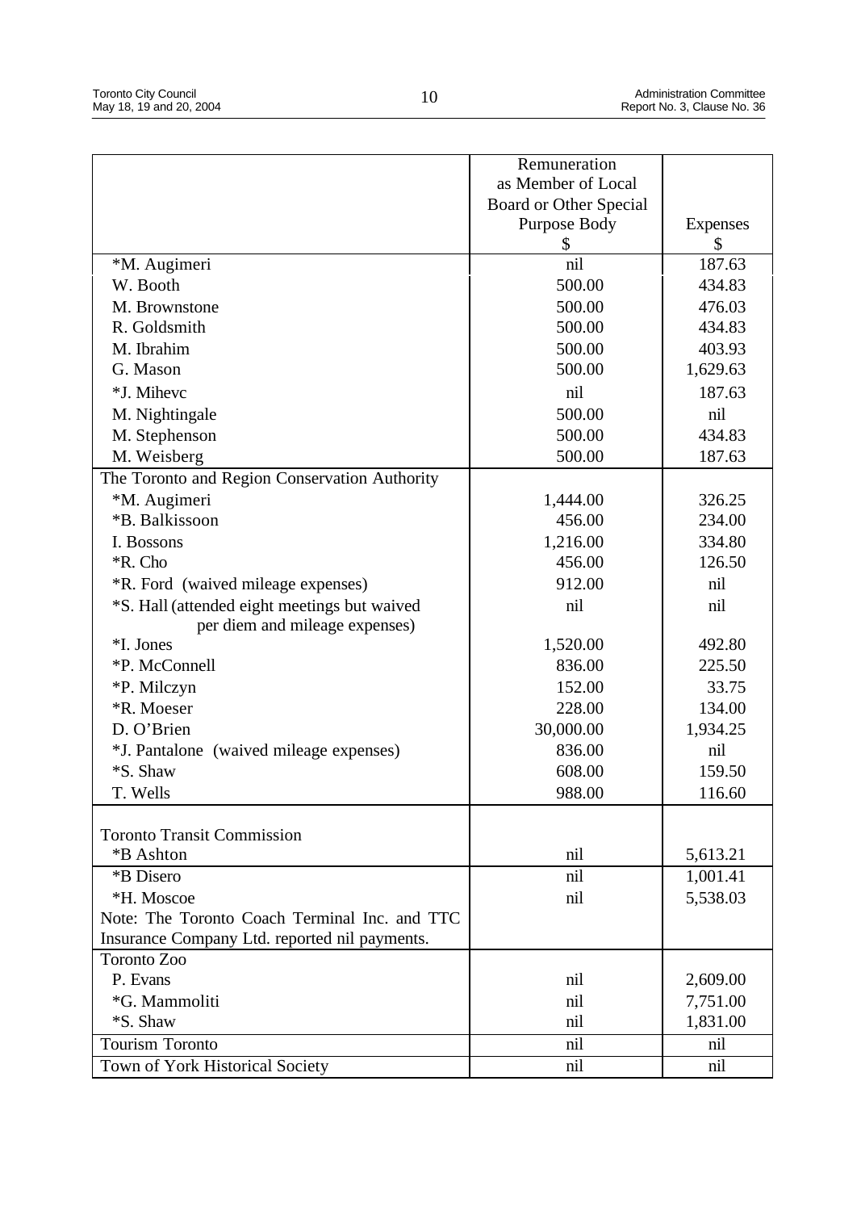| | Remuneration as Member of Local Board or Other Special Purpose Body $ | Expenses $ |
|---|---|---|
| *M. Augimeri | nil | 187.63 |
| W. Booth | 500.00 | 434.83 |
| M. Brownstone | 500.00 | 476.03 |
| R. Goldsmith | 500.00 | 434.83 |
| M. Ibrahim | 500.00 | 403.93 |
| G. Mason | 500.00 | 1,629.63 |
| *J. Mihevc | nil | 187.63 |
| M. Nightingale | 500.00 | nil |
| M. Stephenson | 500.00 | 434.83 |
| M. Weisberg | 500.00 | 187.63 |
| The Toronto and Region Conservation Authority | | |
| *M. Augimeri | 1,444.00 | 326.25 |
| *B. Balkissoon | 456.00 | 234.00 |
| I. Bossons | 1,216.00 | 334.80 |
| *R. Cho | 456.00 | 126.50 |
| *R. Ford (waived mileage expenses) | 912.00 | nil |
| *S. Hall (attended eight meetings but waived per diem and mileage expenses) | nil | nil |
| *I. Jones | 1,520.00 | 492.80 |
| *P. McConnell | 836.00 | 225.50 |
| *P. Milczyn | 152.00 | 33.75 |
| *R. Moeser | 228.00 | 134.00 |
| D. O'Brien | 30,000.00 | 1,934.25 |
| *J. Pantalone (waived mileage expenses) | 836.00 | nil |
| *S. Shaw | 608.00 | 159.50 |
| T. Wells | 988.00 | 116.60 |
| Toronto Transit Commission | | |
| *B Ashton | nil | 5,613.21 |
| *B Disero | nil | 1,001.41 |
| *H. Moscoe | nil | 5,538.03 |
| Note: The Toronto Coach Terminal Inc. and TTC Insurance Company Ltd. reported nil payments. | | |
| Toronto Zoo | | |
| P. Evans | nil | 2,609.00 |
| *G. Mammoliti | nil | 7,751.00 |
| *S. Shaw | nil | 1,831.00 |
| Tourism Toronto | nil | nil |
| Town of York Historical Society | nil | nil |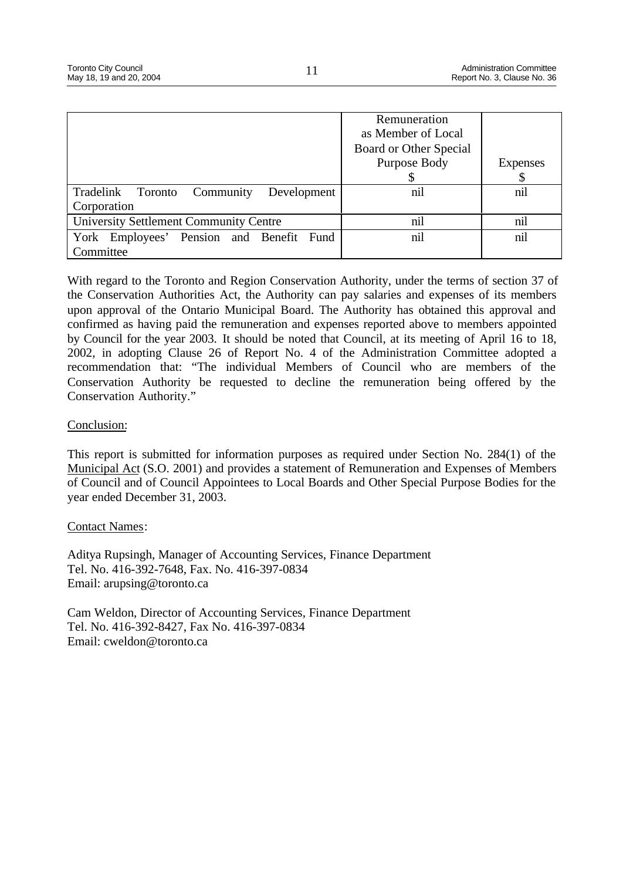| | Remuneration as Member of Local Board or Other Special Purpose Body $ | Expenses $ |
|---|---|---|
| Tradelink Toronto Community Development Corporation | nil | nil |
| University Settlement Community Centre | nil | nil |
| York Employees' Pension and Benefit Fund Committee | nil | nil |

With regard to the Toronto and Region Conservation Authority, under the terms of section 37 of the Conservation Authorities Act, the Authority can pay salaries and expenses of its members upon approval of the Ontario Municipal Board. The Authority has obtained this approval and confirmed as having paid the remuneration and expenses reported above to members appointed by Council for the year 2003. It should be noted that Council, at its meeting of April 16 to 18, 2002, in adopting Clause 26 of Report No. 4 of the Administration Committee adopted a recommendation that: "The individual Members of Council who are members of the Conservation Authority be requested to decline the remuneration being offered by the Conservation Authority."

Conclusion:

This report is submitted for information purposes as required under Section No. 284(1) of the Municipal Act (S.O. 2001) and provides a statement of Remuneration and Expenses of Members of Council and of Council Appointees to Local Boards and Other Special Purpose Bodies for the year ended December 31, 2003.

Contact Names:

Aditya Rupsingh, Manager of Accounting Services, Finance Department
Tel. No. 416-392-7648, Fax. No. 416-397-0834
Email: arupsing@toronto.ca

Cam Weldon, Director of Accounting Services, Finance Department
Tel. No. 416-392-8427, Fax No. 416-397-0834
Email: cweldon@toronto.ca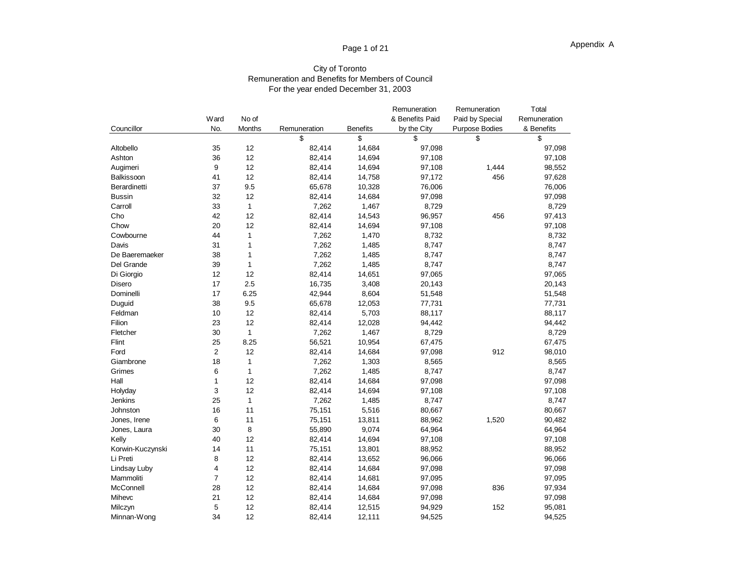Appendix A

City of Toronto
Remuneration and Benefits for Members of Council
For the year ended December 31, 2003

| Councillor | Ward No. | No of Months | Remuneration | Benefits | Remuneration & Benefits Paid by the City | Remuneration Paid by Special Purpose Bodies | Total Remuneration & Benefits |
|---|---|---|---|---|---|---|---|
| | | | $ | $ | $ | $ | $ |
| Altobello | 35 | 12 | 82,414 | 14,684 | 97,098 | | 97,098 |
| Ashton | 36 | 12 | 82,414 | 14,694 | 97,108 | | 97,108 |
| Augimeri | 9 | 12 | 82,414 | 14,694 | 97,108 | 1,444 | 98,552 |
| Balkissoon | 41 | 12 | 82,414 | 14,758 | 97,172 | 456 | 97,628 |
| Berardinetti | 37 | 9.5 | 65,678 | 10,328 | 76,006 | | 76,006 |
| Bussin | 32 | 12 | 82,414 | 14,684 | 97,098 | | 97,098 |
| Carroll | 33 | 1 | 7,262 | 1,467 | 8,729 | | 8,729 |
| Cho | 42 | 12 | 82,414 | 14,543 | 96,957 | 456 | 97,413 |
| Chow | 20 | 12 | 82,414 | 14,694 | 97,108 | | 97,108 |
| Cowbourne | 44 | 1 | 7,262 | 1,470 | 8,732 | | 8,732 |
| Davis | 31 | 1 | 7,262 | 1,485 | 8,747 | | 8,747 |
| De Baeremaeker | 38 | 1 | 7,262 | 1,485 | 8,747 | | 8,747 |
| Del Grande | 39 | 1 | 7,262 | 1,485 | 8,747 | | 8,747 |
| Di Giorgio | 12 | 12 | 82,414 | 14,651 | 97,065 | | 97,065 |
| Disero | 17 | 2.5 | 16,735 | 3,408 | 20,143 | | 20,143 |
| Dominelli | 17 | 6.25 | 42,944 | 8,604 | 51,548 | | 51,548 |
| Duguid | 38 | 9.5 | 65,678 | 12,053 | 77,731 | | 77,731 |
| Feldman | 10 | 12 | 82,414 | 5,703 | 88,117 | | 88,117 |
| Filion | 23 | 12 | 82,414 | 12,028 | 94,442 | | 94,442 |
| Fletcher | 30 | 1 | 7,262 | 1,467 | 8,729 | | 8,729 |
| Flint | 25 | 8.25 | 56,521 | 10,954 | 67,475 | | 67,475 |
| Ford | 2 | 12 | 82,414 | 14,684 | 97,098 | 912 | 98,010 |
| Giambrone | 18 | 1 | 7,262 | 1,303 | 8,565 | | 8,565 |
| Grimes | 6 | 1 | 7,262 | 1,485 | 8,747 | | 8,747 |
| Hall | 1 | 12 | 82,414 | 14,684 | 97,098 | | 97,098 |
| Holyday | 3 | 12 | 82,414 | 14,694 | 97,108 | | 97,108 |
| Jenkins | 25 | 1 | 7,262 | 1,485 | 8,747 | | 8,747 |
| Johnston | 16 | 11 | 75,151 | 5,516 | 80,667 | | 80,667 |
| Jones, Irene | 6 | 11 | 75,151 | 13,811 | 88,962 | 1,520 | 90,482 |
| Jones, Laura | 30 | 8 | 55,890 | 9,074 | 64,964 | | 64,964 |
| Kelly | 40 | 12 | 82,414 | 14,694 | 97,108 | | 97,108 |
| Korwin-Kuczynski | 14 | 11 | 75,151 | 13,801 | 88,952 | | 88,952 |
| Li Preti | 8 | 12 | 82,414 | 13,652 | 96,066 | | 96,066 |
| Lindsay Luby | 4 | 12 | 82,414 | 14,684 | 97,098 | | 97,098 |
| Mammoliti | 7 | 12 | 82,414 | 14,681 | 97,095 | | 97,095 |
| McConnell | 28 | 12 | 82,414 | 14,684 | 97,098 | 836 | 97,934 |
| Mihevc | 21 | 12 | 82,414 | 14,684 | 97,098 | | 97,098 |
| Milczyn | 5 | 12 | 82,414 | 12,515 | 94,929 | 152 | 95,081 |
| Minnan-Wong | 34 | 12 | 82,414 | 12,111 | 94,525 | | 94,525 |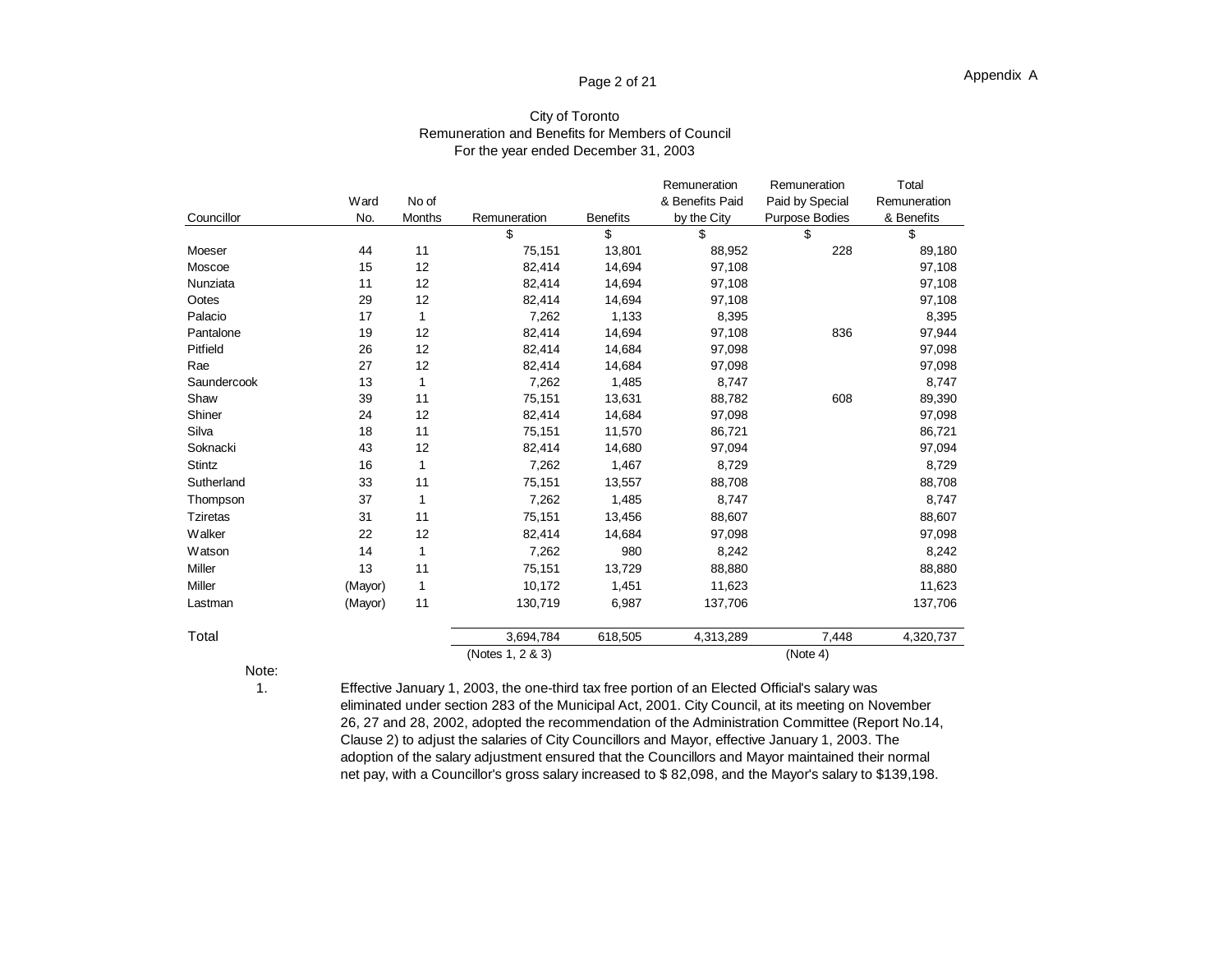Appendix A

City of Toronto
Remuneration and Benefits for Members of Council
For the year ended December 31, 2003

| Councillor | Ward No. | No of Months | Remuneration | Benefits | Remuneration & Benefits Paid by the City | Remuneration Paid by Special Purpose Bodies | Total Remuneration & Benefits |
|---|---|---|---|---|---|---|---|
| | | | $ | $ | $ | $ | $ |
| Moeser | 44 | 11 | 75,151 | 13,801 | 88,952 | 228 | 89,180 |
| Moscoe | 15 | 12 | 82,414 | 14,694 | 97,108 | | 97,108 |
| Nunziata | 11 | 12 | 82,414 | 14,694 | 97,108 | | 97,108 |
| Ootes | 29 | 12 | 82,414 | 14,694 | 97,108 | | 97,108 |
| Palacio | 17 | 1 | 7,262 | 1,133 | 8,395 | | 8,395 |
| Pantalone | 19 | 12 | 82,414 | 14,694 | 97,108 | 836 | 97,944 |
| Pitfield | 26 | 12 | 82,414 | 14,684 | 97,098 | | 97,098 |
| Rae | 27 | 12 | 82,414 | 14,684 | 97,098 | | 97,098 |
| Saundercook | 13 | 1 | 7,262 | 1,485 | 8,747 | | 8,747 |
| Shaw | 39 | 11 | 75,151 | 13,631 | 88,782 | 608 | 89,390 |
| Shiner | 24 | 12 | 82,414 | 14,684 | 97,098 | | 97,098 |
| Silva | 18 | 11 | 75,151 | 11,570 | 86,721 | | 86,721 |
| Soknacki | 43 | 12 | 82,414 | 14,680 | 97,094 | | 97,094 |
| Stintz | 16 | 1 | 7,262 | 1,467 | 8,729 | | 8,729 |
| Sutherland | 33 | 11 | 75,151 | 13,557 | 88,708 | | 88,708 |
| Thompson | 37 | 1 | 7,262 | 1,485 | 8,747 | | 8,747 |
| Tziretas | 31 | 11 | 75,151 | 13,456 | 88,607 | | 88,607 |
| Walker | 22 | 12 | 82,414 | 14,684 | 97,098 | | 97,098 |
| Watson | 14 | 1 | 7,262 | 980 | 8,242 | | 8,242 |
| Miller | 13 | 11 | 75,151 | 13,729 | 88,880 | | 88,880 |
| Miller | (Mayor) | 1 | 10,172 | 1,451 | 11,623 | | 11,623 |
| Lastman | (Mayor) | 11 | 130,719 | 6,987 | 137,706 | | 137,706 |
| **Total** | | | 3,694,784 | 618,505 | 4,313,289 | 7,448 | 4,320,737 |
| | | | (Notes 1, 2 & 3) | | | (Note 4) | |

Note:

1. Effective January 1, 2003, the one-third tax free portion of an Elected Official's salary was eliminated under section 283 of the Municipal Act, 2001. City Council, at its meeting on November 26, 27 and 28, 2002, adopted the recommendation of the Administration Committee (Report No.14, Clause 2) to adjust the salaries of City Councillors and Mayor, effective January 1, 2003. The adoption of the salary adjustment ensured that the Councillors and Mayor maintained their normal net pay, with a Councillor's gross salary increased to $ 82,098, and the Mayor's salary to $139,198.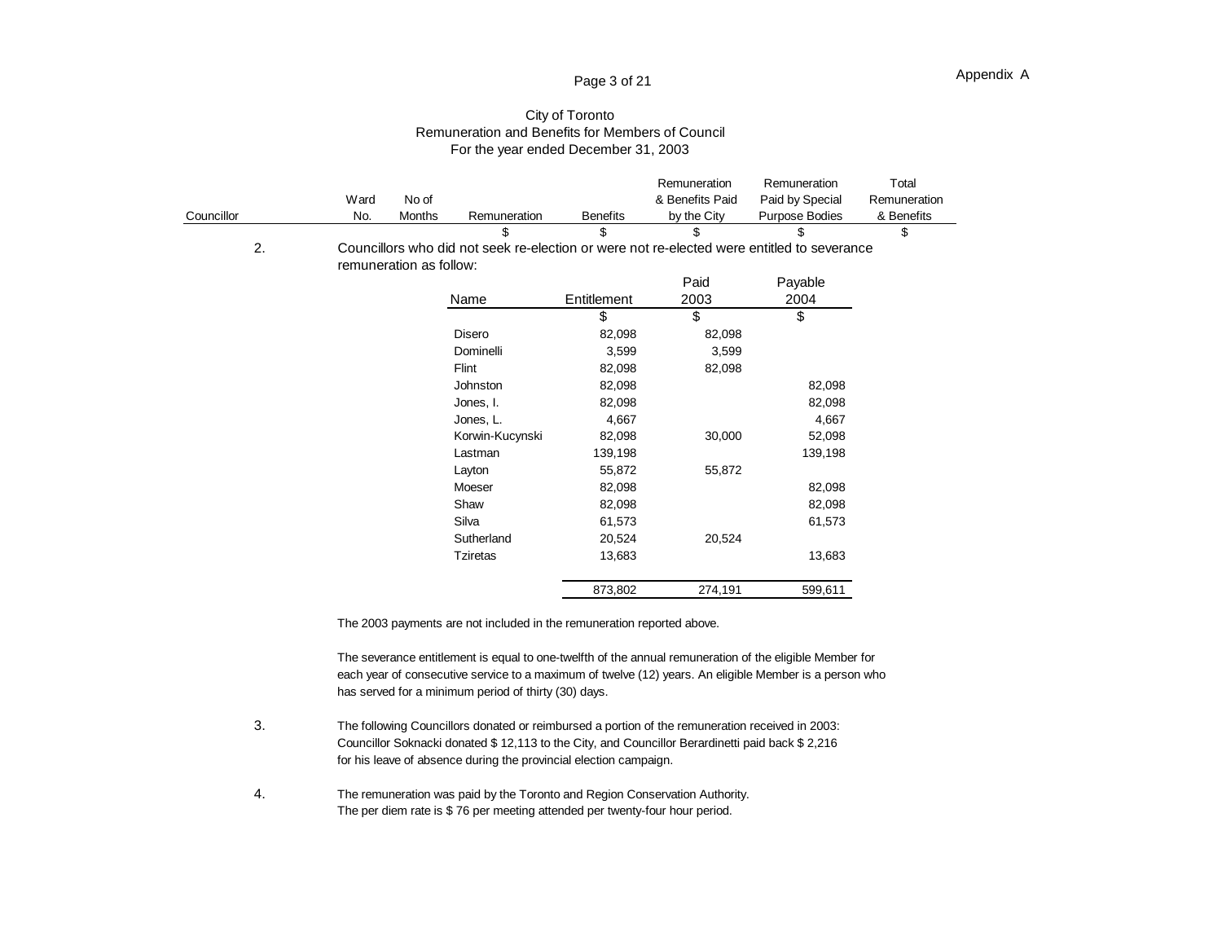Appendix A

City of Toronto
Remuneration and Benefits for Members of Council
For the year ended December 31, 2003

| Councillor | Ward No. | No of Months | Remuneration | Benefits | Remuneration & Benefits Paid by the City | Remuneration Paid by Special Purpose Bodies | Total Remuneration & Benefits |
|---|---|---|---|---|---|---|---|
| | | | $ | $ | $ | $ | $ |

2. Councillors who did not seek re-election or were not re-elected were entitled to severance remuneration as follow:

| Name | Entitlement | Paid 2003 | Payable 2004 |
|---|---|---|---|
| | $ | $ | $ |
| Disero | 82,098 | 82,098 | |
| Dominelli | 3,599 | 3,599 | |
| Flint | 82,098 | 82,098 | |
| Johnston | 82,098 | | 82,098 |
| Jones, I. | 82,098 | | 82,098 |
| Jones, L. | 4,667 | | 4,667 |
| Korwin-Kucynski | 82,098 | 30,000 | 52,098 |
| Lastman | 139,198 | | 139,198 |
| Layton | 55,872 | 55,872 | |
| Moeser | 82,098 | | 82,098 |
| Shaw | 82,098 | | 82,098 |
| Silva | 61,573 | | 61,573 |
| Sutherland | 20,524 | 20,524 | |
| Tziretas | 13,683 | | 13,683 |
| | 873,802 | 274,191 | 599,611 |

The 2003 payments are not included in the remuneration reported above.

The severance entitlement is equal to one-twelfth of the annual remuneration of the eligible Member for each year of consecutive service to a maximum of twelve (12) years. An eligible Member is a person who has served for a minimum period of thirty (30) days.

3. The following Councillors donated or reimbursed a portion of the remuneration received in 2003: Councillor Soknacki donated $ 12,113 to the City, and Councillor Berardinetti paid back $ 2,216 for his leave of absence during the provincial election campaign.

4. The remuneration was paid by the Toronto and Region Conservation Authority. The per diem rate is $ 76 per meeting attended per twenty-four hour period.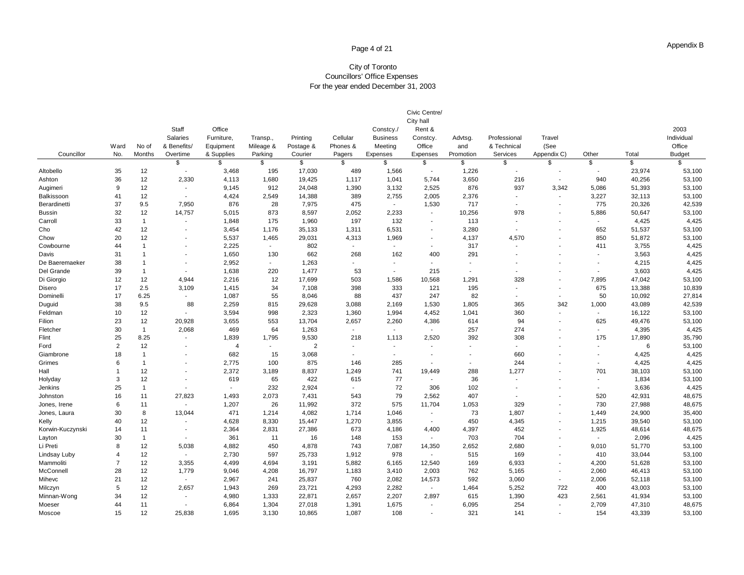Appendix B

City of Toronto
Councillors' Office Expenses
For the year ended December 31, 2003

| Councillor | Ward No. | No of Months | Staff Salaries & Benefits/ Overtime | Office Furniture, Equipment & Supplies | Transp., Mileage & Parking | Printing Postage & Courier | Cellular Phones & Pagers | Constcy./ Business Meeting Expenses | Civic Centre/ City hall Rent & Constcy. Office Expenses | Advtsg. and Promotion | Professional & Technical Services | Travel (See Appendix C) | Other | Total | 2003 Individual Office Budget |
|---|---|---|---|---|---|---|---|---|---|---|---|---|---|---|---|
| | | | $ | $ | $ | $ | $ | $ | $ | $ | $ | $ | $ | $ | $ |
| Altobello | 35 | 12 | - | 3,468 | 195 | 17,030 | 489 | 1,566 | - | 1,226 | - | - | - | 23,974 | 53,100 |
| Ashton | 36 | 12 | 2,330 | 4,113 | 1,680 | 19,425 | 1,117 | 1,041 | 5,744 | 3,650 | 216 | - | 940 | 40,256 | 53,100 |
| Augimeri | 9 | 12 | - | 9,145 | 912 | 24,048 | 1,390 | 3,132 | 2,525 | 876 | 937 | 3,342 | 5,086 | 51,393 | 53,100 |
| Balkissoon | 41 | 12 | - | 4,424 | 2,549 | 14,388 | 389 | 2,755 | 2,005 | 2,376 | - | - | 3,227 | 32,113 | 53,100 |
| Berardinetti | 37 | 9.5 | 7,950 | 876 | 28 | 7,975 | 475 | - | 1,530 | 717 | - | - | 775 | 20,326 | 42,539 |
| Bussin | 32 | 12 | 14,757 | 5,015 | 873 | 8,597 | 2,052 | 2,233 | - | 10,256 | 978 | - | 5,886 | 50,647 | 53,100 |
| Carroll | 33 | 1 | - | 1,848 | 175 | 1,960 | 197 | 132 | - | 113 | - | - | - | 4,425 | 4,425 |
| Cho | 42 | 12 | - | 3,454 | 1,176 | 35,133 | 1,311 | 6,531 | - | 3,280 | - | - | 652 | 51,537 | 53,100 |
| Chow | 20 | 12 | - | 5,537 | 1,465 | 29,031 | 4,313 | 1,969 | - | 4,137 | 4,570 | - | 850 | 51,872 | 53,100 |
| Cowbourne | 44 | 1 | - | 2,225 | - | 802 | - | - | - | 317 | - | - | 411 | 3,755 | 4,425 |
| Davis | 31 | 1 | - | 1,650 | 130 | 662 | 268 | 162 | 400 | 291 | - | - | - | 3,563 | 4,425 |
| De Baeremaeker | 38 | 1 | - | 2,952 | - | 1,263 | - | - | - | - | - | - | - | 4,215 | 4,425 |
| Del Grande | 39 | 1 | - | 1,638 | 220 | 1,477 | 53 | - | 215 | - | - | - | - | 3,603 | 4,425 |
| Di Giorgio | 12 | 12 | 4,944 | 2,216 | 12 | 17,699 | 503 | 1,586 | 10,568 | 1,291 | 328 | - | 7,895 | 47,042 | 53,100 |
| Disero | 17 | 2.5 | 3,109 | 1,415 | 34 | 7,108 | 398 | 333 | 121 | 195 | - | - | 675 | 13,388 | 10,839 |
| Dominelli | 17 | 6.25 | - | 1,087 | 55 | 8,046 | 88 | 437 | 247 | 82 | - | - | 50 | 10,092 | 27,814 |
| Duguid | 38 | 9.5 | 88 | 2,259 | 815 | 29,628 | 3,088 | 2,169 | 1,530 | 1,805 | 365 | 342 | 1,000 | 43,089 | 42,539 |
| Feldman | 10 | 12 | - | 3,594 | 998 | 2,323 | 1,360 | 1,994 | 4,452 | 1,041 | 360 | - | - | 16,122 | 53,100 |
| Filion | 23 | 12 | 20,928 | 3,655 | 553 | 13,704 | 2,657 | 2,260 | 4,386 | 614 | 94 | - | 625 | 49,476 | 53,100 |
| Fletcher | 30 | 1 | 2,068 | 469 | 64 | 1,263 | - | - | - | 257 | 274 | - | - | 4,395 | 4,425 |
| Flint | 25 | 8.25 | - | 1,839 | 1,795 | 9,530 | 218 | 1,113 | 2,520 | 392 | 308 | - | 175 | 17,890 | 35,790 |
| Ford | 2 | 12 | - | 4 | - | 2 | - | - | - | - | - | - | - | 6 | 53,100 |
| Giambrone | 18 | 1 | - | 682 | 15 | 3,068 | - | - | - | - | 660 | - | - | 4,425 | 4,425 |
| Grimes | 6 | 1 | - | 2,775 | 100 | 875 | 146 | 285 | - | - | 244 | - | - | 4,425 | 4,425 |
| Hall | 1 | 12 | - | 2,372 | 3,189 | 8,837 | 1,249 | 741 | 19,449 | 288 | 1,277 | - | 701 | 38,103 | 53,100 |
| Holyday | 3 | 12 | - | 619 | 65 | 422 | 615 | 77 | - | 36 | - | - | - | 1,834 | 53,100 |
| Jenkins | 25 | 1 | - | - | 232 | 2,924 | - | 72 | 306 | 102 | - | - | - | 3,636 | 4,425 |
| Johnston | 16 | 11 | 27,823 | 1,493 | 2,073 | 7,431 | 543 | 79 | 2,562 | 407 | - | - | 520 | 42,931 | 48,675 |
| Jones, Irene | 6 | 11 | - | 1,207 | 26 | 11,992 | 372 | 575 | 11,704 | 1,053 | 329 | - | 730 | 27,988 | 48,675 |
| Jones, Laura | 30 | 8 | 13,044 | 471 | 1,214 | 4,082 | 1,714 | 1,046 | - | 73 | 1,807 | - | 1,449 | 24,900 | 35,400 |
| Kelly | 40 | 12 | - | 4,628 | 8,330 | 15,447 | 1,270 | 3,855 | - | 450 | 4,345 | - | 1,215 | 39,540 | 53,100 |
| Korwin-Kuczynski | 14 | 11 | - | 2,364 | 2,831 | 27,386 | 673 | 4,186 | 4,400 | 4,397 | 452 | - | 1,925 | 48,614 | 48,675 |
| Layton | 30 | 1 | - | 361 | 11 | 16 | 148 | 153 | - | 703 | 704 | - | - | 2,096 | 4,425 |
| Li Preti | 8 | 12 | 5,038 | 4,882 | 450 | 4,878 | 743 | 7,087 | 14,350 | 2,652 | 2,680 | - | 9,010 | 51,770 | 53,100 |
| Lindsay Luby | 4 | 12 | - | 2,730 | 597 | 25,733 | 1,912 | 978 | - | 515 | 169 | - | 410 | 33,044 | 53,100 |
| Mammoliti | 7 | 12 | 3,355 | 4,499 | 4,694 | 3,191 | 5,882 | 6,165 | 12,540 | 169 | 6,933 | - | 4,200 | 51,628 | 53,100 |
| McConnell | 28 | 12 | 1,779 | 9,046 | 4,208 | 16,797 | 1,183 | 3,410 | 2,003 | 762 | 5,165 | - | 2,060 | 46,413 | 53,100 |
| Mihevc | 21 | 12 | - | 2,967 | 241 | 25,837 | 760 | 2,082 | 14,573 | 592 | 3,060 | - | 2,006 | 52,118 | 53,100 |
| Milczyn | 5 | 12 | 2,657 | 1,943 | 269 | 23,721 | 4,293 | 2,282 | - | 1,464 | 5,252 | 722 | 400 | 43,003 | 53,100 |
| Minnan-Wong | 34 | 12 | - | 4,980 | 1,333 | 22,871 | 2,657 | 2,207 | 2,897 | 615 | 1,390 | 423 | 2,561 | 41,934 | 53,100 |
| Moeser | 44 | 11 | - | 6,864 | 1,304 | 27,018 | 1,391 | 1,675 | - | 6,095 | 254 | - | 2,709 | 47,310 | 48,675 |
| Moscoe | 15 | 12 | 25,838 | 1,695 | 3,130 | 10,865 | 1,087 | 108 | - | 321 | 141 | - | 154 | 43,339 | 53,100 |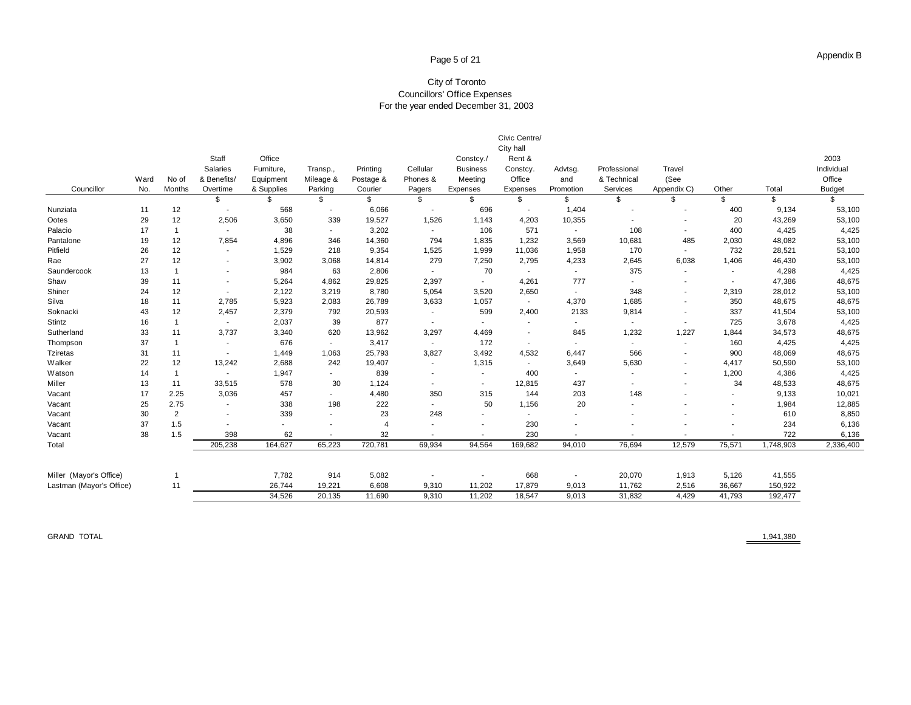Appendix B

# City of Toronto
## Councillors' Office Expenses
### For the year ended December 31, 2003

| Councillor | Ward No. | No of Months | Staff Salaries & Benefits/ Overtime | Office Furniture, Equipment & Supplies | Transp., Mileage & Parking | Printing Postage & Courier | Cellular Phones & Pagers | Constcy./ Business Meeting Expenses | Civic Centre/ City hall Rent & Constcy. Office Expenses | Advtsg. and Promotion | Professional & Technical Services | Travel (See Appendix C) | Other | Total | 2003 Individual Office Budget |
|---|---|---|---|---|---|---|---|---|---|---|---|---|---|---|---|
| | | | $ | $ | $ | $ | $ | $ | $ | $ | $ | $ | $ | $ | $ |
| Nunziata | 11 | 12 | - | 568 | - | 6,066 | - | 696 | - | 1,404 | - | - | 400 | 9,134 | 53,100 |
| Ootes | 29 | 12 | 2,506 | 3,650 | 339 | 19,527 | 1,526 | 1,143 | 4,203 | 10,355 | - | - | 20 | 43,269 | 53,100 |
| Palacio | 17 | 1 | - | 38 | - | 3,202 | - | 106 | 571 | - | 108 | - | 400 | 4,425 | 4,425 |
| Pantalone | 19 | 12 | 7,854 | 4,896 | 346 | 14,360 | 794 | 1,835 | 1,232 | 3,569 | 10,681 | 485 | 2,030 | 48,082 | 53,100 |
| Pitfield | 26 | 12 | - | 1,529 | 218 | 9,354 | 1,525 | 1,999 | 11,036 | 1,958 | 170 | - | 732 | 28,521 | 53,100 |
| Rae | 27 | 12 | - | 3,902 | 3,068 | 14,814 | 279 | 7,250 | 2,795 | 4,233 | 2,645 | 6,038 | 1,406 | 46,430 | 53,100 |
| Saundercook | 13 | 1 | - | 984 | 63 | 2,806 | - | 70 | - | - | 375 | - | - | 4,298 | 4,425 |
| Shaw | 39 | 11 | - | 5,264 | 4,862 | 29,825 | 2,397 | - | 4,261 | 777 | - | - | - | 47,386 | 48,675 |
| Shiner | 24 | 12 | - | 2,122 | 3,219 | 8,780 | 5,054 | 3,520 | 2,650 | - | 348 | - | 2,319 | 28,012 | 53,100 |
| Silva | 18 | 11 | 2,785 | 5,923 | 2,083 | 26,789 | 3,633 | 1,057 | - | 4,370 | 1,685 | - | 350 | 48,675 | 48,675 |
| Soknacki | 43 | 12 | 2,457 | 2,379 | 792 | 20,593 | - | 599 | 2,400 | 2133 | 9,814 | - | 337 | 41,504 | 53,100 |
| Stintz | 16 | 1 | - | 2,037 | 39 | 877 | - | - | - | - | - | - | 725 | 3,678 | 4,425 |
| Sutherland | 33 | 11 | 3,737 | 3,340 | 620 | 13,962 | 3,297 | 4,469 | - | 845 | 1,232 | 1,227 | 1,844 | 34,573 | 48,675 |
| Thompson | 37 | 1 | - | 676 | - | 3,417 | - | 172 | - | - | - | - | 160 | 4,425 | 4,425 |
| Tziretas | 31 | 11 | - | 1,449 | 1,063 | 25,793 | 3,827 | 3,492 | 4,532 | 6,447 | 566 | - | 900 | 48,069 | 48,675 |
| Walker | 22 | 12 | 13,242 | 2,688 | 242 | 19,407 | - | 1,315 | - | 3,649 | 5,630 | - | 4,417 | 50,590 | 53,100 |
| Watson | 14 | 1 | - | 1,947 | - | 839 | - | - | 400 | - | - | - | 1,200 | 4,386 | 4,425 |
| Miller | 13 | 11 | 33,515 | 578 | 30 | 1,124 | - | - | 12,815 | 437 | - | - | 34 | 48,533 | 48,675 |
| Vacant | 17 | 2.25 | 3,036 | 457 | - | 4,480 | 350 | 315 | 144 | 203 | 148 | - | - | 9,133 | 10,021 |
| Vacant | 25 | 2.75 | - | 338 | 198 | 222 | - | 50 | 1,156 | 20 | - | - | - | 1,984 | 12,885 |
| Vacant | 30 | 2 | - | 339 | - | 23 | 248 | - | - | - | - | - | - | 610 | 8,850 |
| Vacant | 37 | 1.5 | - | - | - | 4 | - | - | 230 | - | - | - | - | 234 | 6,136 |
| Vacant | 38 | 1.5 | 398 | 62 | - | 32 | - | - | 230 | - | - | - | - | 722 | 6,136 |
| Total | | | 205,238 | 164,627 | 65,223 | 720,781 | 69,934 | 94,564 | 169,682 | 94,010 | 76,694 | 12,579 | 75,571 | 1,748,903 | 2,336,400 |
| | | | | | | | | | | | | | | | |
| Miller (Mayor's Office) | | 1 | | 7,782 | 914 | 5,082 | - | - | 668 | - | 20,070 | 1,913 | 5,126 | 41,555 | |
| Lastman (Mayor's Office) | | 11 | | 26,744 | 19,221 | 6,608 | 9,310 | 11,202 | 17,879 | 9,013 | 11,762 | 2,516 | 36,667 | 150,922 | |
| | | | | 34,526 | 20,135 | 11,690 | 9,310 | 11,202 | 18,547 | 9,013 | 31,832 | 4,429 | 41,793 | 192,477 | |
| | | | | | | | | | | | | | | | |
| GRAND TOTAL | | | | | | | | | | | | | | 1,941,380 | |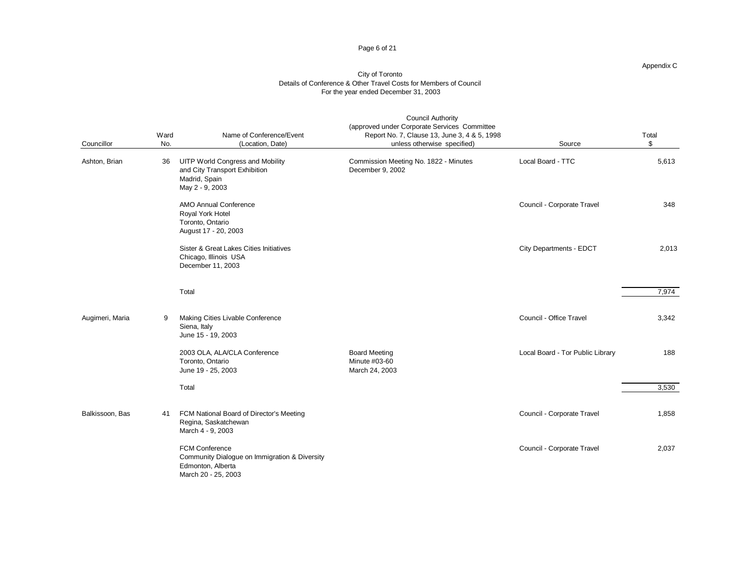Appendix C

City of Toronto
Details of Conference & Other Travel Costs for Members of Council
For the year ended December 31, 2003

| Councillor | Ward No. | Name of Conference/Event (Location, Date) | Council Authority (approved under Corporate Services Committee Report No. 7, Clause 13, June 3, 4 & 5, 1998 unless otherwise specified) | Source | Total $ |
|---|---|---|---|---|---|
| Ashton, Brian | 36 | UITP World Congress and Mobility and City Transport Exhibition Madrid, Spain May 2 - 9, 2003 | Commission Meeting No. 1822 - Minutes December 9, 2002 | Local Board - TTC | 5,613 |
| | | AMO Annual Conference Royal York Hotel Toronto, Ontario August 17 - 20, 2003 | | Council - Corporate Travel | 348 |
| | | Sister & Great Lakes Cities Initiatives Chicago, Illinois USA December 11, 2003 | | City Departments - EDCT | 2,013 |
| | | Total | | | 7,974 |
| Augimeri, Maria | 9 | Making Cities Livable Conference Siena, Italy June 15 - 19, 2003 | | Council - Office Travel | 3,342 |
| | | 2003 OLA, ALA/CLA Conference Toronto, Ontario June 19 - 25, 2003 | Board Meeting Minute #03-60 March 24, 2003 | Local Board - Tor Public Library | 188 |
| | | Total | | | 3,530 |
| Balkissoon, Bas | 41 | FCM National Board of Director's Meeting Regina, Saskatchewan March 4 - 9, 2003 | | Council - Corporate Travel | 1,858 |
| | | FCM Conference Community Dialogue on Immigration & Diversity Edmonton, Alberta March 20 - 25, 2003 | | Council - Corporate Travel | 2,037 |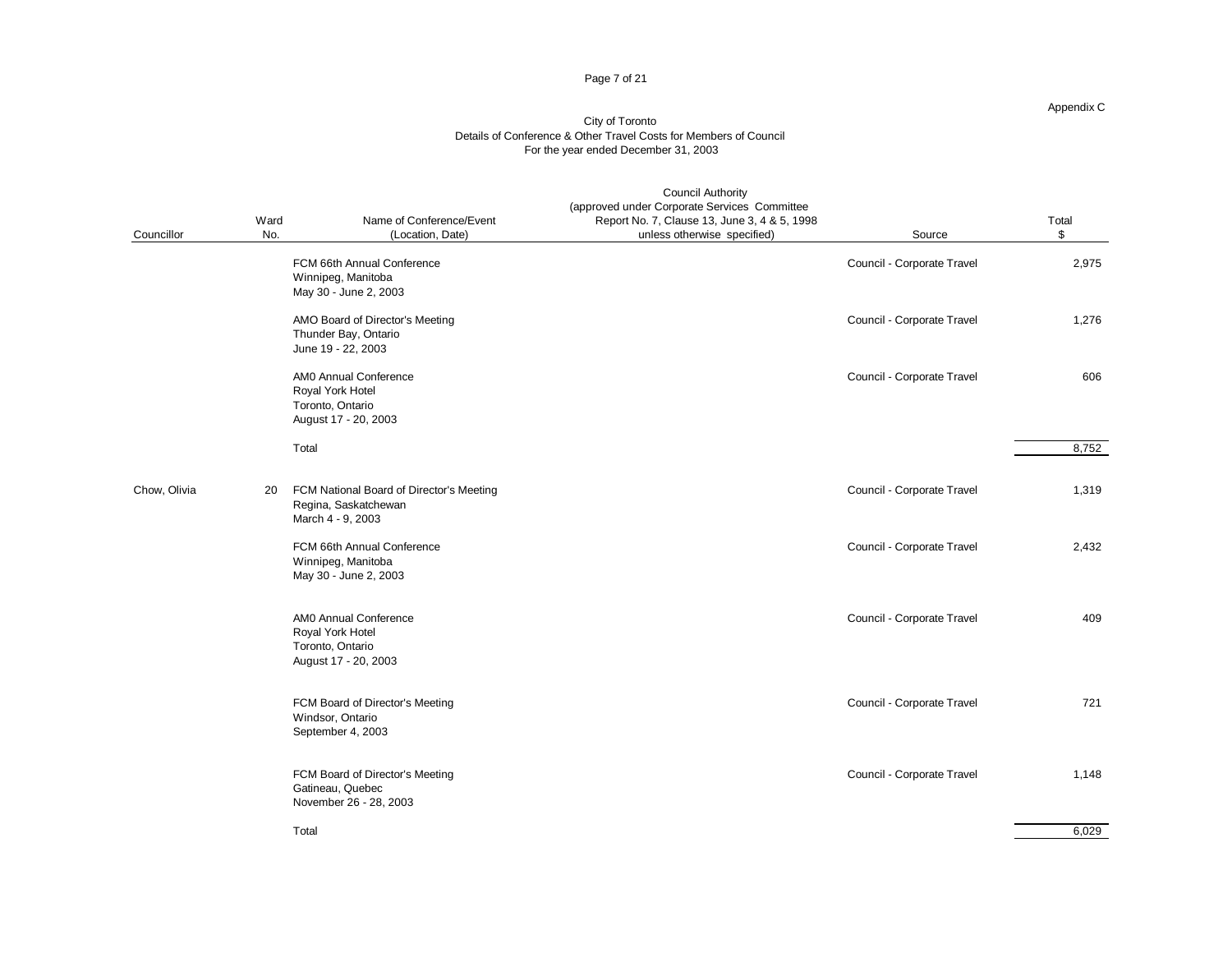Appendix C

City of Toronto
Details of Conference & Other Travel Costs for Members of Council
For the year ended December 31, 2003

| Councillor | Ward No. | Name of Conference/Event (Location, Date) | Council Authority (approved under Corporate Services Committee Report No. 7, Clause 13, June 3, 4 & 5, 1998 unless otherwise specified) | Source | Total $ |
|---|---|---|---|---|---|
| | | FCM 66th Annual Conference Winnipeg, Manitoba May 30 - June 2, 2003 | | Council - Corporate Travel | 2,975 |
| | | AMO Board of Director's Meeting Thunder Bay, Ontario June 19 - 22, 2003 | | Council - Corporate Travel | 1,276 |
| | | AM0 Annual Conference Royal York Hotel Toronto, Ontario August 17 - 20, 2003 | | Council - Corporate Travel | 606 |
| | | Total | | | 8,752 |
| Chow, Olivia | 20 | FCM National Board of Director's Meeting Regina, Saskatchewan March 4 - 9, 2003 | | Council - Corporate Travel | 1,319 |
| | | FCM 66th Annual Conference Winnipeg, Manitoba May 30 - June 2, 2003 | | Council - Corporate Travel | 2,432 |
| | | AM0 Annual Conference Royal York Hotel Toronto, Ontario August 17 - 20, 2003 | | Council - Corporate Travel | 409 |
| | | FCM Board of Director's Meeting Windsor, Ontario September 4, 2003 | | Council - Corporate Travel | 721 |
| | | FCM Board of Director's Meeting Gatineau, Quebec November 26 - 28, 2003 | | Council - Corporate Travel | 1,148 |
| | | Total | | | 6,029 |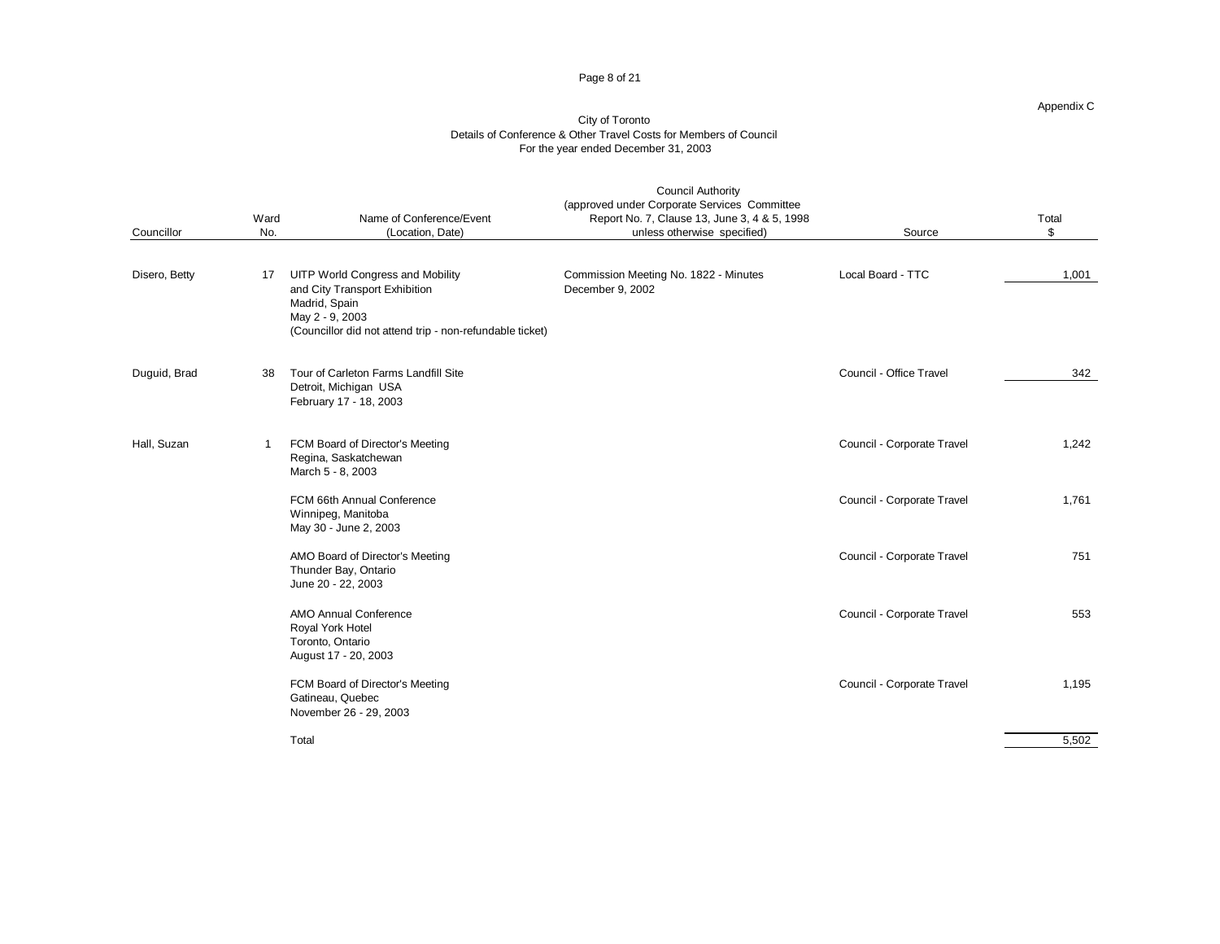Appendix C

City of Toronto
Details of Conference & Other Travel Costs for Members of Council
For the year ended December 31, 2003

| Councillor | Ward No. | Name of Conference/Event (Location, Date) | Council Authority (approved under Corporate Services Committee Report No. 7, Clause 13, June 3, 4 & 5, 1998 unless otherwise specified) | Source | Total $ |
|---|---|---|---|---|---|
| Disero, Betty | 17 | UITP World Congress and Mobility and City Transport Exhibition<br>Madrid, Spain<br>May 2 - 9, 2003<br>(Councillor did not attend trip - non-refundable ticket) | Commission Meeting No. 1822 - Minutes December 9, 2002 | Local Board - TTC | 1,001 |
| Duguid, Brad | 38 | Tour of Carleton Farms Landfill Site<br>Detroit, Michigan USA<br>February 17 - 18, 2003 | | Council - Office Travel | 342 |
| Hall, Suzan | 1 | FCM Board of Director's Meeting<br>Regina, Saskatchewan<br>March 5 - 8, 2003 | | Council - Corporate Travel | 1,242 |
| | | FCM 66th Annual Conference<br>Winnipeg, Manitoba<br>May 30 - June 2, 2003 | | Council - Corporate Travel | 1,761 |
| | | AMO Board of Director's Meeting<br>Thunder Bay, Ontario<br>June 20 - 22, 2003 | | Council - Corporate Travel | 751 |
| | | AMO Annual Conference<br>Royal York Hotel<br>Toronto, Ontario<br>August 17 - 20, 2003 | | Council - Corporate Travel | 553 |
| | | FCM Board of Director's Meeting<br>Gatineau, Quebec<br>November 26 - 29, 2003 | | Council - Corporate Travel | 1,195 |
| | | Total | | | 5,502 |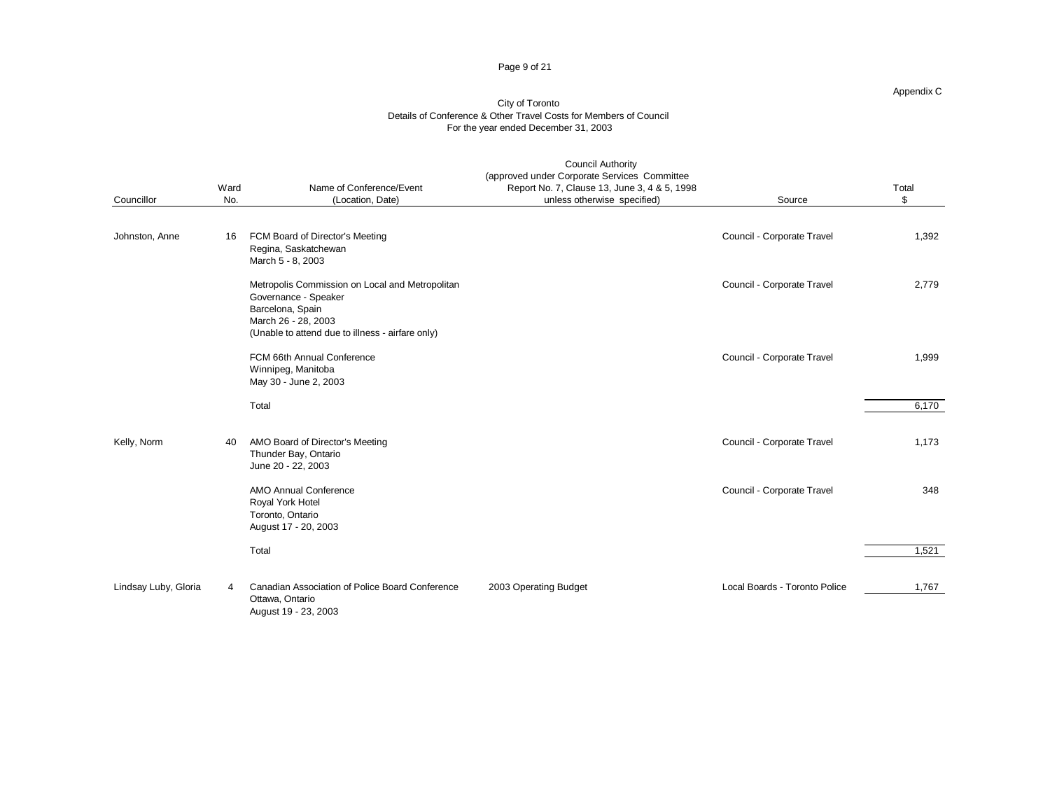Appendix C

City of Toronto
Details of Conference & Other Travel Costs for Members of Council
For the year ended December 31, 2003

| Councillor | Ward No. | Name of Conference/Event (Location, Date) | Council Authority (approved under Corporate Services Committee Report No. 7, Clause 13, June 3, 4 & 5, 1998 unless otherwise specified) | Source | Total $ |
|---|---|---|---|---|---|
| Johnston, Anne | 16 | FCM Board of Director's Meeting<br>Regina, Saskatchewan<br>March 5 - 8, 2003 | | Council - Corporate Travel | 1,392 |
| | | Metropolis Commission on Local and Metropolitan Governance - Speaker<br>Barcelona, Spain<br>March 26 - 28, 2003<br>(Unable to attend due to illness - airfare only) | | Council - Corporate Travel | 2,779 |
| | | FCM 66th Annual Conference<br>Winnipeg, Manitoba<br>May 30 - June 2, 2003 | | Council - Corporate Travel | 1,999 |
| | | Total | | | 6,170 |
| Kelly, Norm | 40 | AMO Board of Director's Meeting<br>Thunder Bay, Ontario<br>June 20 - 22, 2003 | | Council - Corporate Travel | 1,173 |
| | | AMO Annual Conference<br>Royal York Hotel<br>Toronto, Ontario<br>August 17 - 20, 2003 | | Council - Corporate Travel | 348 |
| | | Total | | | 1,521 |
| Lindsay Luby, Gloria | 4 | Canadian Association of Police Board Conference<br>Ottawa, Ontario<br>August 19 - 23, 2003 | 2003 Operating Budget | Local Boards - Toronto Police | 1,767 |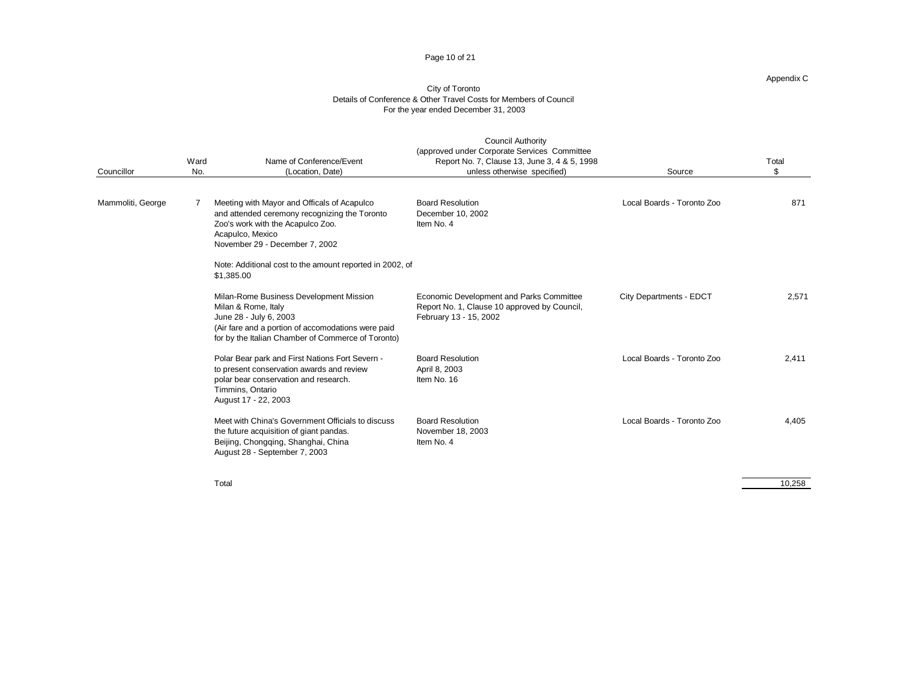Appendix C

City of Toronto
Details of Conference & Other Travel Costs for Members of Council
For the year ended December 31, 2003

| Councillor | Ward No. | Name of Conference/Event (Location, Date) | Council Authority (approved under Corporate Services Committee Report No. 7, Clause 13, June 3, 4 & 5, 1998 unless otherwise specified) | Source | Total $ |
|---|---|---|---|---|---|
| Mammoliti, George | 7 | Meeting with Mayor and Officals of Acapulco and attended ceremony recognizing the Toronto Zoo's work with the Acapulco Zoo. Acapulco, Mexico November 29 - December 7, 2002<br><br>Note: Additional cost to the amount reported in 2002, of $1,385.00 | Board Resolution December 10, 2002 Item No. 4 | Local Boards - Toronto Zoo | 871 |
| | | Milan-Rome Business Development Mission Milan & Rome, Italy June 28 - July 6, 2003 (Air fare and a portion of accomodations were paid for by the Italian Chamber of Commerce of Toronto) | Economic Development and Parks Committee Report No. 1, Clause 10 approved by Council, February 13 - 15, 2002 | City Departments - EDCT | 2,571 |
| | | Polar Bear park and First Nations Fort Severn - to present conservation awards and review polar bear conservation and research. Timmins, Ontario August 17 - 22, 2003 | Board Resolution April 8, 2003 Item No. 16 | Local Boards - Toronto Zoo | 2,411 |
| | | Meet with China's Government Officials to discuss the future acquisition of giant pandas. Beijing, Chongqing, Shanghai, China August 28 - September 7, 2003 | Board Resolution November 18, 2003 Item No. 4 | Local Boards - Toronto Zoo | 4,405 |
| | | Total | | | 10,258 |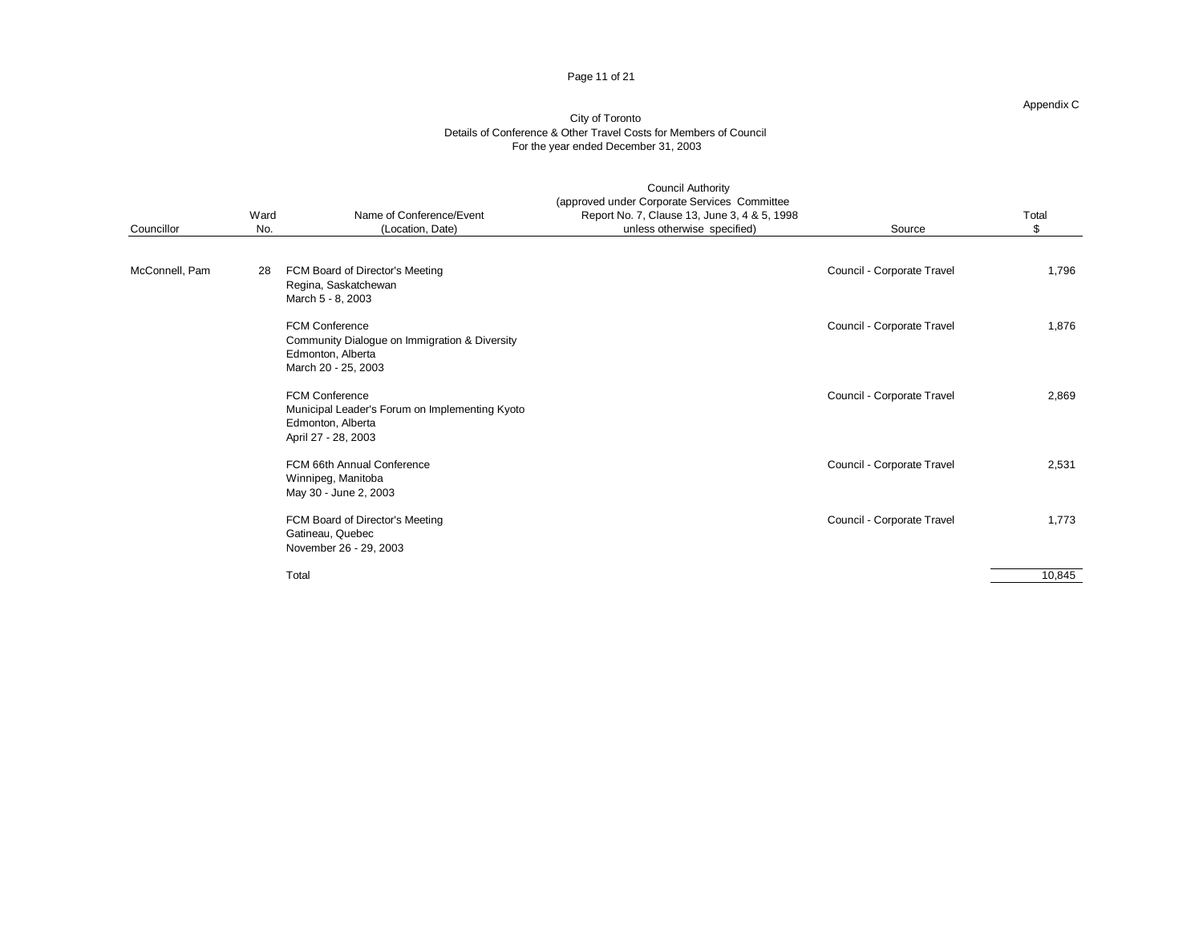Appendix C

City of Toronto
Details of Conference & Other Travel Costs for Members of Council
For the year ended December 31, 2003

| Councillor | Ward No. | Name of Conference/Event (Location, Date) | Council Authority (approved under Corporate Services Committee Report No. 7, Clause 13, June 3, 4 & 5, 1998 unless otherwise specified) | Source | Total $ |
|---|---|---|---|---|---|
| McConnell, Pam | 28 | FCM Board of Director's Meeting<br>Regina, Saskatchewan<br>March 5 - 8, 2003 | | Council - Corporate Travel | 1,796 |
| | | FCM Conference<br>Community Dialogue on Immigration & Diversity<br>Edmonton, Alberta<br>March 20 - 25, 2003 | | Council - Corporate Travel | 1,876 |
| | | FCM Conference<br>Municipal Leader's Forum on Implementing Kyoto<br>Edmonton, Alberta<br>April 27 - 28, 2003 | | Council - Corporate Travel | 2,869 |
| | | FCM 66th Annual Conference<br>Winnipeg, Manitoba<br>May 30 - June 2, 2003 | | Council - Corporate Travel | 2,531 |
| | | FCM Board of Director's Meeting<br>Gatineau, Quebec<br>November 26 - 29, 2003 | | Council - Corporate Travel | 1,773 |
| | | Total | | | 10,845 |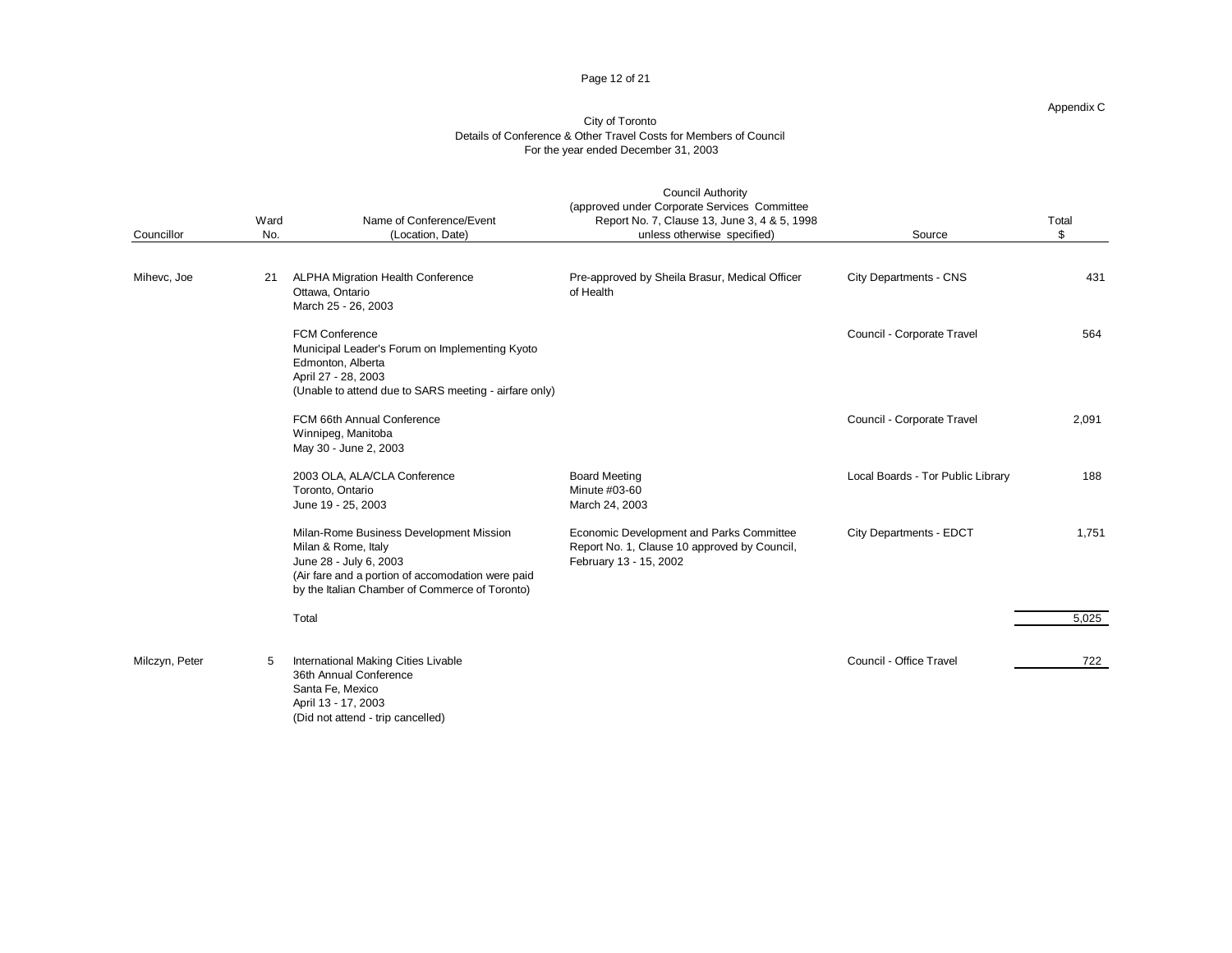Appendix C

City of Toronto
Details of Conference & Other Travel Costs for Members of Council
For the year ended December 31, 2003

| Councillor | Ward No. | Name of Conference/Event (Location, Date) | Council Authority (approved under Corporate Services Committee Report No. 7, Clause 13, June 3, 4 & 5, 1998 unless otherwise specified) | Source | Total $ |
|---|---|---|---|---|---|
| Mihevc, Joe | 21 | ALPHA Migration Health Conference<br>Ottawa, Ontario<br>March 25 - 26, 2003 | Pre-approved by Sheila Brasur, Medical Officer of Health | City Departments - CNS | 431 |
| | | FCM Conference<br>Municipal Leader's Forum on Implementing Kyoto<br>Edmonton, Alberta<br>April 27 - 28, 2003<br>(Unable to attend due to SARS meeting - airfare only) | | Council - Corporate Travel | 564 |
| | | FCM 66th Annual Conference<br>Winnipeg, Manitoba<br>May 30 - June 2, 2003 | | Council - Corporate Travel | 2,091 |
| | | 2003 OLA, ALA/CLA Conference<br>Toronto, Ontario<br>June 19 - 25, 2003 | Board Meeting<br>Minute #03-60<br>March 24, 2003 | Local Boards - Tor Public Library | 188 |
| | | Milan-Rome Business Development Mission<br>Milan & Rome, Italy<br>June 28 - July 6, 2003<br>(Air fare and a portion of accomodation were paid by the Italian Chamber of Commerce of Toronto) | Economic Development and Parks Committee Report No. 1, Clause 10 approved by Council, February 13 - 15, 2002 | City Departments - EDCT | 1,751 |
| | | Total | | | 5,025 |
| Milczyn, Peter | 5 | International Making Cities Livable<br>36th Annual Conference<br>Santa Fe, Mexico<br>April 13 - 17, 2003<br>(Did not attend - trip cancelled) | | Council - Office Travel | 722 |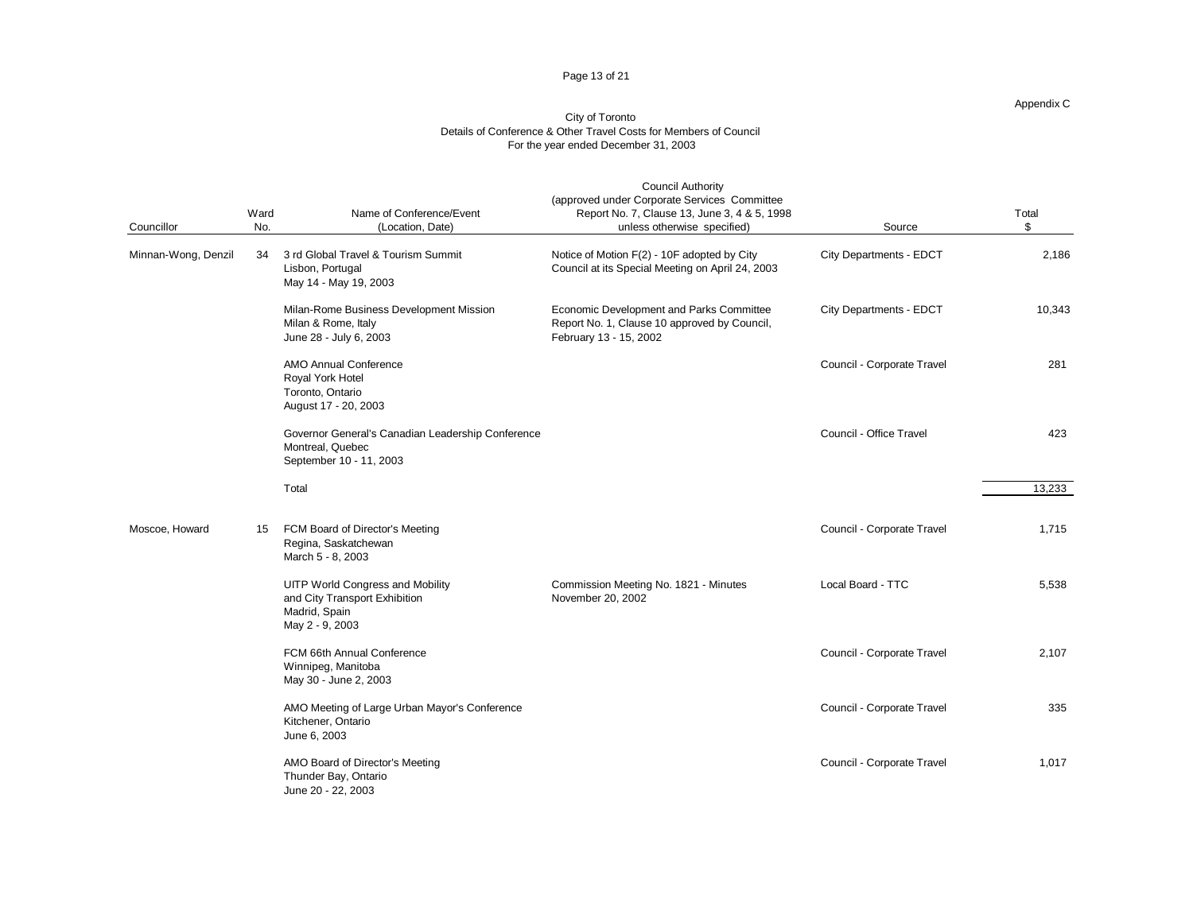Appendix C

City of Toronto
Details of Conference & Other Travel Costs for Members of Council
For the year ended December 31, 2003

| Councillor | Ward No. | Name of Conference/Event (Location, Date) | Council Authority (approved under Corporate Services Committee Report No. 7, Clause 13, June 3, 4 & 5, 1998 unless otherwise specified) | Source | Total $ |
|---|---|---|---|---|---|
| Minnan-Wong, Denzil | 34 | 3 rd Global Travel & Tourism Summit<br>Lisbon, Portugal<br>May 14 - May 19, 2003 | Notice of Motion F(2) - 10F adopted by City Council at its Special Meeting on April 24, 2003 | City Departments - EDCT | 2,186 |
| | | Milan-Rome Business Development Mission<br>Milan & Rome, Italy<br>June 28 - July 6, 2003 | Economic Development and Parks Committee Report No. 1, Clause 10 approved by Council, February 13 - 15, 2002 | City Departments - EDCT | 10,343 |
| | | AMO Annual Conference<br>Royal York Hotel<br>Toronto, Ontario<br>August 17 - 20, 2003 | | Council - Corporate Travel | 281 |
| | | Governor General's Canadian Leadership Conference<br>Montreal, Quebec<br>September 10 - 11, 2003 | | Council - Office Travel | 423 |
| | | Total | | | 13,233 |
| Moscoe, Howard | 15 | FCM Board of Director's Meeting<br>Regina, Saskatchewan<br>March 5 - 8, 2003 | | Council - Corporate Travel | 1,715 |
| | | UITP World Congress and Mobility and City Transport Exhibition<br>Madrid, Spain<br>May 2 - 9, 2003 | Commission Meeting No. 1821 - Minutes November 20, 2002 | Local Board - TTC | 5,538 |
| | | FCM 66th Annual Conference<br>Winnipeg, Manitoba<br>May 30 - June 2, 2003 | | Council - Corporate Travel | 2,107 |
| | | AMO Meeting of Large Urban Mayor's Conference<br>Kitchener, Ontario<br>June 6, 2003 | | Council - Corporate Travel | 335 |
| | | AMO Board of Director's Meeting<br>Thunder Bay, Ontario<br>June 20 - 22, 2003 | | Council - Corporate Travel | 1,017 |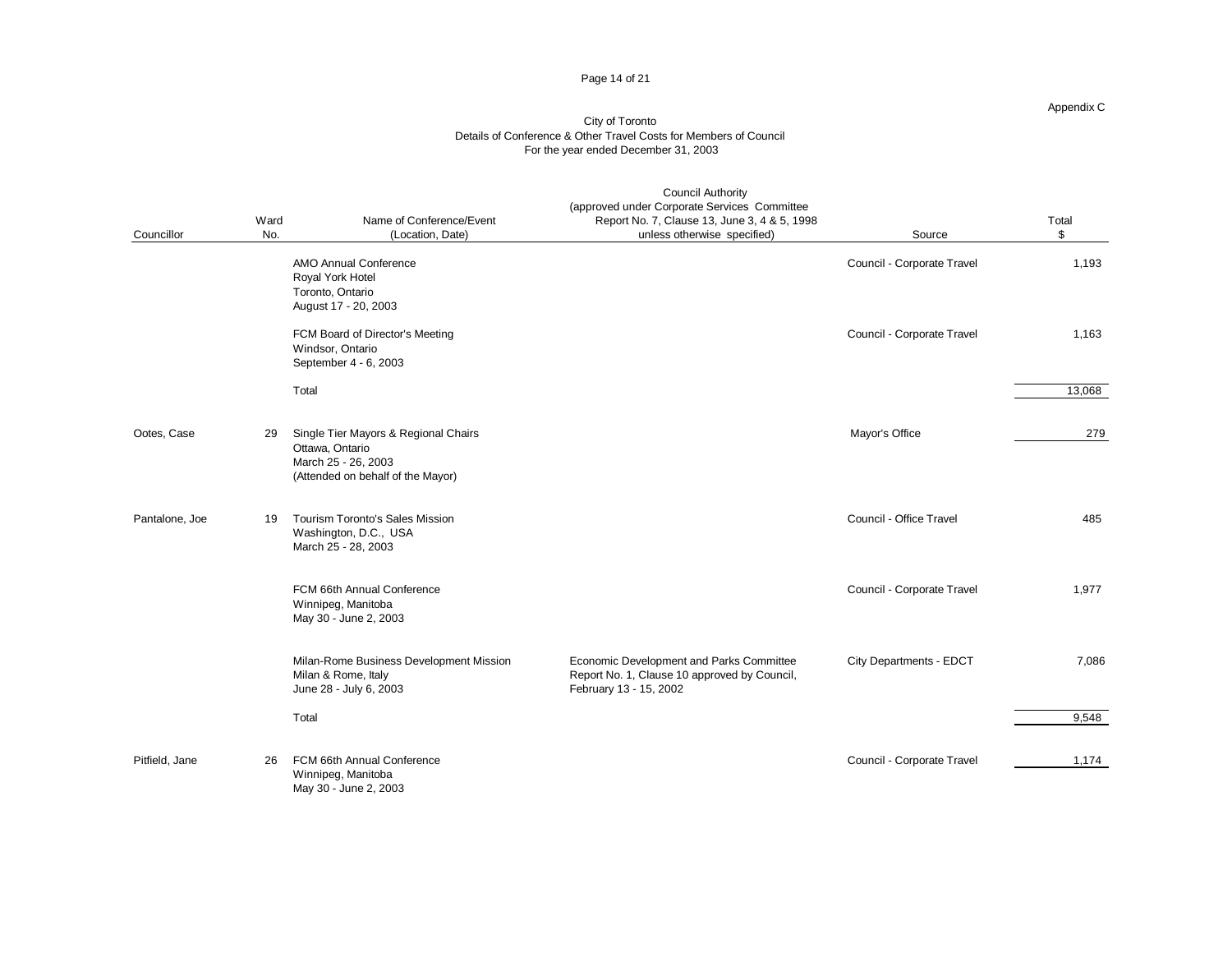Appendix C

City of Toronto
Details of Conference & Other Travel Costs for Members of Council
For the year ended December 31, 2003

| Councillor | Ward No. | Name of Conference/Event (Location, Date) | Council Authority (approved under Corporate Services Committee Report No. 7, Clause 13, June 3, 4 & 5, 1998 unless otherwise specified) | Source | Total $ |
|---|---|---|---|---|---|
| | | AMO Annual Conference<br>Royal York Hotel<br>Toronto, Ontario<br>August 17 - 20, 2003 | | Council - Corporate Travel | 1,193 |
| | | FCM Board of Director's Meeting<br>Windsor, Ontario<br>September 4 - 6, 2003 | | Council - Corporate Travel | 1,163 |
| | | Total | | | 13,068 |
| Ootes, Case | 29 | Single Tier Mayors & Regional Chairs<br>Ottawa, Ontario<br>March 25 - 26, 2003<br>(Attended on behalf of the Mayor) | | Mayor's Office | 279 |
| Pantalone, Joe | 19 | Tourism Toronto's Sales Mission<br>Washington, D.C., USA<br>March 25 - 28, 2003 | | Council - Office Travel | 485 |
| | | FCM 66th Annual Conference<br>Winnipeg, Manitoba<br>May 30 - June 2, 2003 | | Council - Corporate Travel | 1,977 |
| | | Milan-Rome Business Development Mission<br>Milan & Rome, Italy<br>June 28 - July 6, 2003 | Economic Development and Parks Committee Report No. 1, Clause 10 approved by Council, February 13 - 15, 2002 | City Departments - EDCT | 7,086 |
| | | Total | | | 9,548 |
| Pitfield, Jane | 26 | FCM 66th Annual Conference<br>Winnipeg, Manitoba<br>May 30 - June 2, 2003 | | Council - Corporate Travel | 1,174 |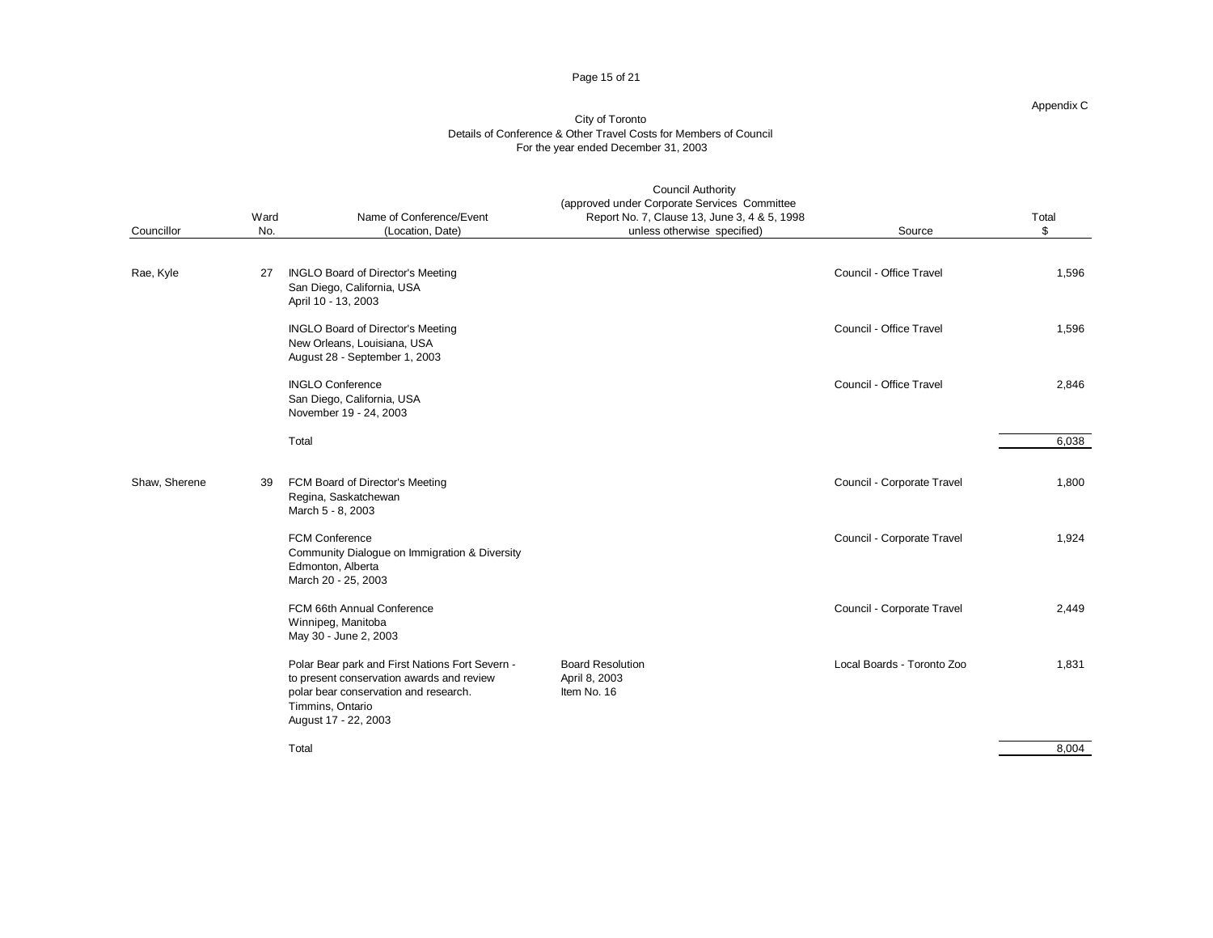Appendix C

City of Toronto
Details of Conference & Other Travel Costs for Members of Council
For the year ended December 31, 2003

| Councillor | Ward No. | Name of Conference/Event (Location, Date) | Council Authority (approved under Corporate Services Committee Report No. 7, Clause 13, June 3, 4 & 5, 1998 unless otherwise specified) | Source | Total $ |
|---|---|---|---|---|---|
| Rae, Kyle | 27 | INGLO Board of Director's Meeting<br>San Diego, California, USA<br>April 10 - 13, 2003 | | Council - Office Travel | 1,596 |
| | | INGLO Board of Director's Meeting<br>New Orleans, Louisiana, USA<br>August 28 - September 1, 2003 | | Council - Office Travel | 1,596 |
| | | INGLO Conference<br>San Diego, California, USA<br>November 19 - 24, 2003 | | Council - Office Travel | 2,846 |
| | | Total | | | 6,038 |
| Shaw, Sherene | 39 | FCM Board of Director's Meeting<br>Regina, Saskatchewan<br>March 5 - 8, 2003 | | Council - Corporate Travel | 1,800 |
| | | FCM Conference<br>Community Dialogue on Immigration & Diversity<br>Edmonton, Alberta<br>March 20 - 25, 2003 | | Council - Corporate Travel | 1,924 |
| | | FCM 66th Annual Conference<br>Winnipeg, Manitoba<br>May 30 - June 2, 2003 | | Council - Corporate Travel | 2,449 |
| | | Polar Bear park and First Nations Fort Severn - to present conservation awards and review polar bear conservation and research.<br>Timmins, Ontario<br>August 17 - 22, 2003 | Board Resolution<br>April 8, 2003<br>Item No. 16 | Local Boards - Toronto Zoo | 1,831 |
| | | Total | | | 8,004 |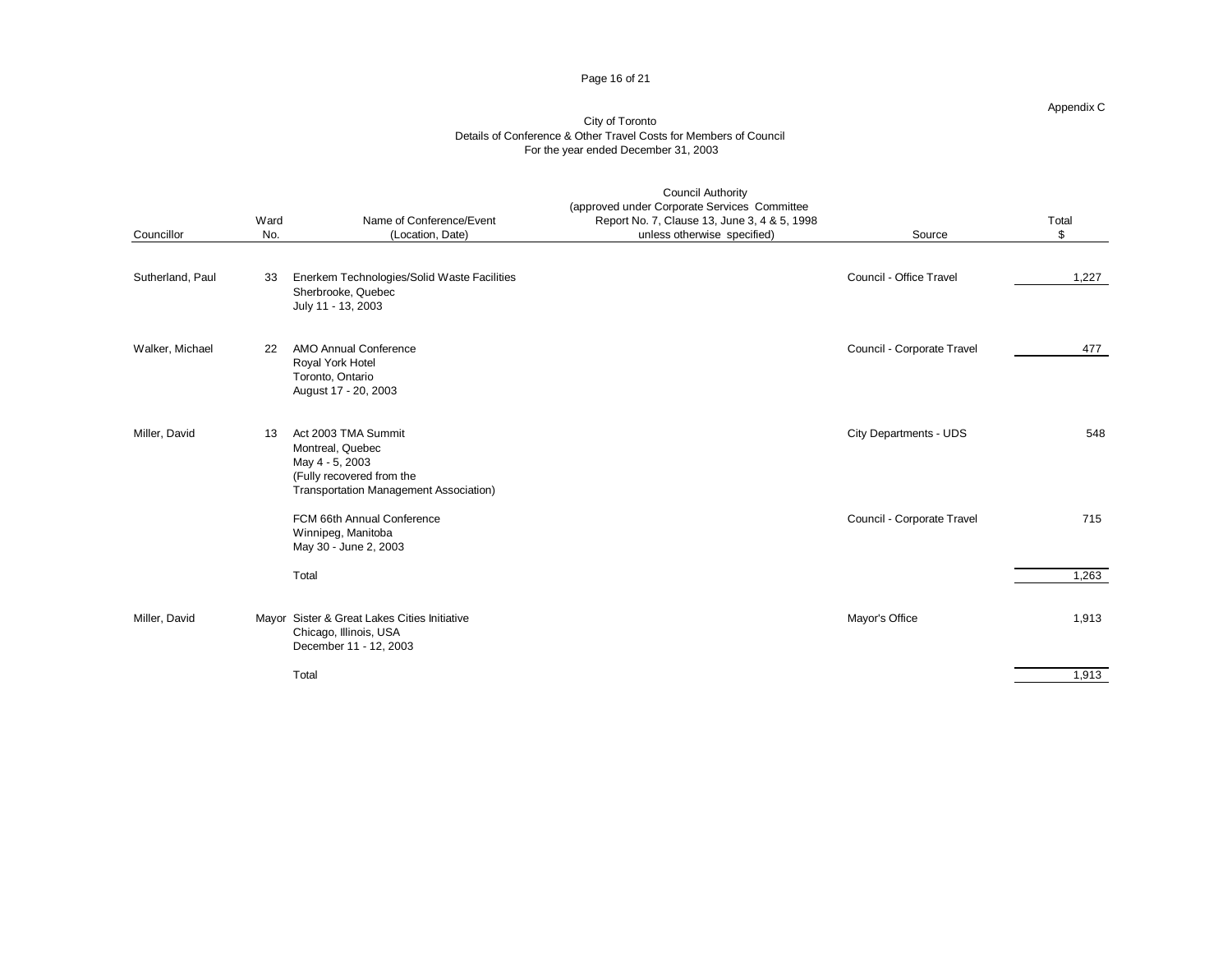Appendix C

City of Toronto
Details of Conference & Other Travel Costs for Members of Council
For the year ended December 31, 2003

| Councillor | Ward No. | Name of Conference/Event (Location, Date) | Council Authority (approved under Corporate Services Committee Report No. 7, Clause 13, June 3, 4 & 5, 1998 unless otherwise specified) | Source | Total $ |
|---|---|---|---|---|---|
| Sutherland, Paul | 33 | Enerkem Technologies/Solid Waste Facilities<br>Sherbrooke, Quebec<br>July 11 - 13, 2003 | | Council - Office Travel | 1,227 |
| Walker, Michael | 22 | AMO Annual Conference<br>Royal York Hotel<br>Toronto, Ontario<br>August 17 - 20, 2003 | | Council - Corporate Travel | 477 |
| Miller, David | 13 | Act 2003 TMA Summit<br>Montreal, Quebec<br>May 4 - 5, 2003<br>(Fully recovered from the Transportation Management Association) | | City Departments - UDS | 548 |
| | | FCM 66th Annual Conference<br>Winnipeg, Manitoba<br>May 30 - June 2, 2003 | | Council - Corporate Travel | 715 |
| | | Total | | | 1,263 |
| Miller, David | Mayor | Sister & Great Lakes Cities Initiative<br>Chicago, Illinois, USA<br>December 11 - 12, 2003 | | Mayor's Office | 1,913 |
| | | Total | | | 1,913 |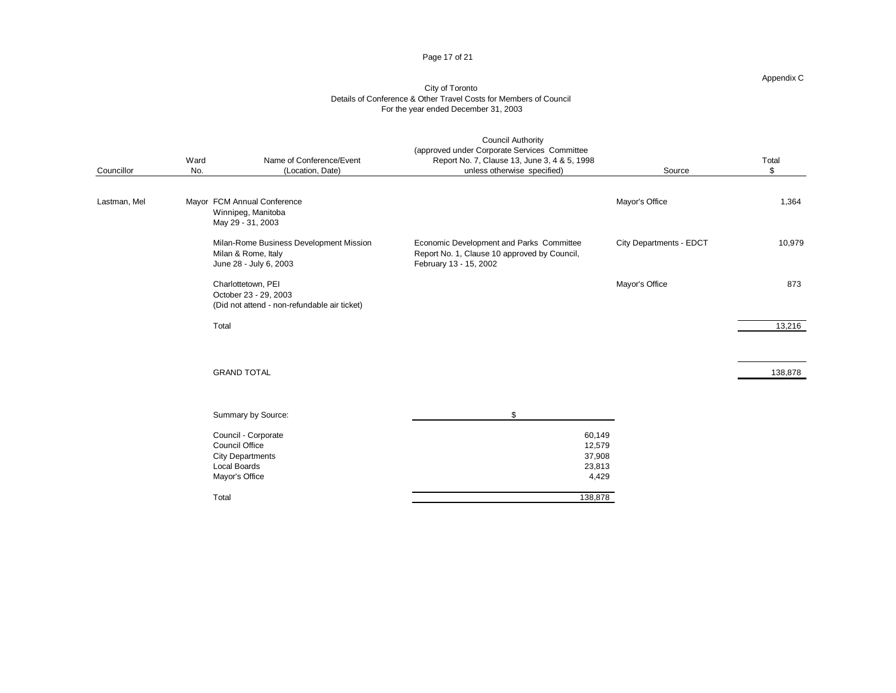Appendix C

City of Toronto
Details of Conference & Other Travel Costs for Members of Council
For the year ended December 31, 2003

| Councillor | Ward No. | Name of Conference/Event (Location, Date) | Council Authority (approved under Corporate Services Committee Report No. 7, Clause 13, June 3, 4 & 5, 1998 unless otherwise specified) | Source | Total $ |
|---|---|---|---|---|---|
| Lastman, Mel | Mayor | FCM Annual Conference<br>Winnipeg, Manitoba<br>May 29 - 31, 2003 | | Mayor's Office | 1,364 |
| | | Milan-Rome Business Development Mission<br>Milan & Rome, Italy<br>June 28 - July 6, 2003 | Economic Development and Parks Committee Report No. 1, Clause 10 approved by Council, February 13 - 15, 2002 | City Departments - EDCT | 10,979 |
| | | Charlottetown, PEI<br>October 23 - 29, 2003<br>(Did not attend - non-refundable air ticket) | | Mayor's Office | 873 |
| | | Total | | | 13,216 |
| | | GRAND TOTAL | | | 138,878 |

| Summary by Source: | $ |
|---|---|
| Council - Corporate | 60,149 |
| Council Office | 12,579 |
| City Departments | 37,908 |
| Local Boards | 23,813 |
| Mayor's Office | 4,429 |
| Total | 138,878 |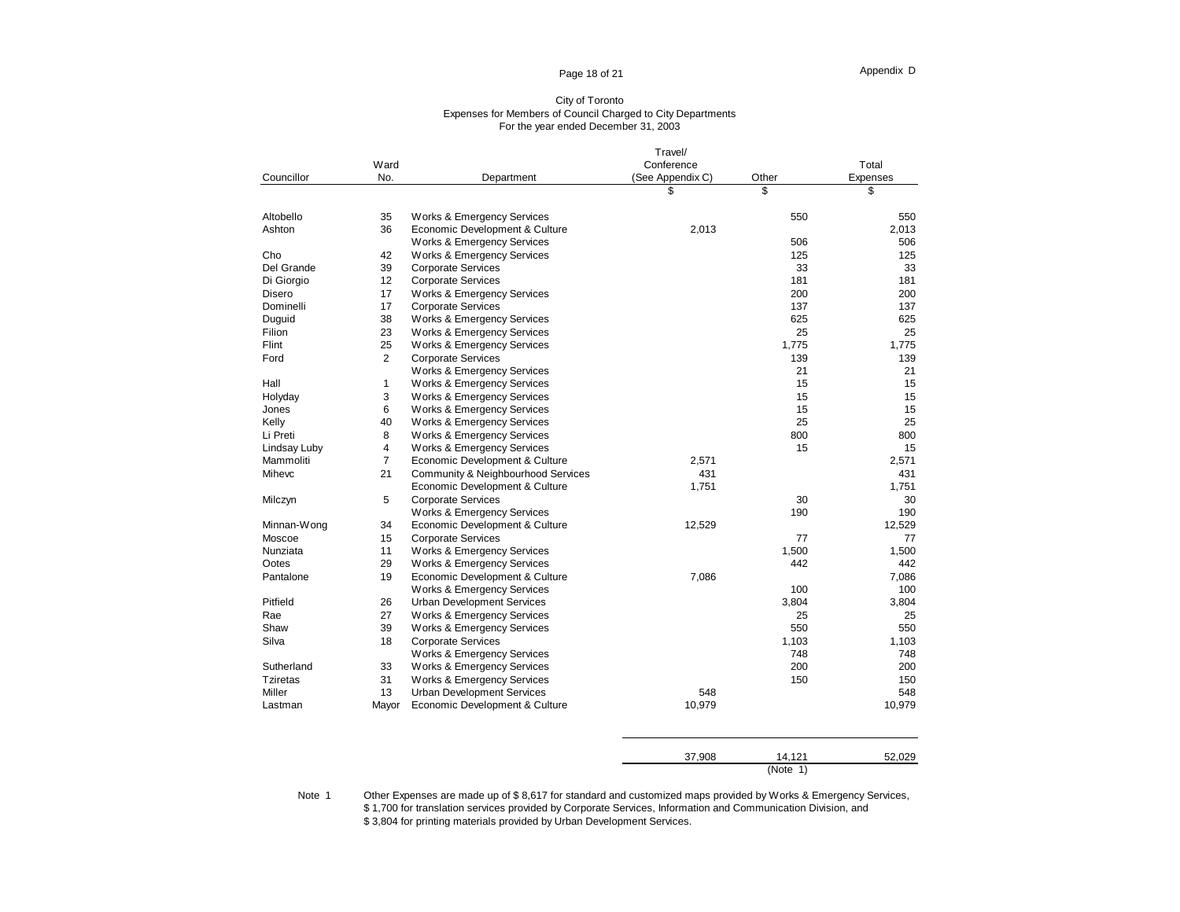Appendix D

City of Toronto
Expenses for Members of Council Charged to City Departments
For the year ended December 31, 2003

| Councillor | Ward No. | Department | Travel/ Conference (See Appendix C) | Other | Total Expenses |
|---|---|---|---|---|---|
| | | | $ | $ | $ |
| Altobello | 35 | Works & Emergency Services | | 550 | 550 |
| Ashton | 36 | Economic Development & Culture | 2,013 | | 2,013 |
| | | Works & Emergency Services | | 506 | 506 |
| Cho | 42 | Works & Emergency Services | | 125 | 125 |
| Del Grande | 39 | Corporate Services | | 33 | 33 |
| Di Giorgio | 12 | Corporate Services | | 181 | 181 |
| Disero | 17 | Works & Emergency Services | | 200 | 200 |
| Dominelli | 17 | Corporate Services | | 137 | 137 |
| Duguid | 38 | Works & Emergency Services | | 625 | 625 |
| Filion | 23 | Works & Emergency Services | | 25 | 25 |
| Flint | 25 | Works & Emergency Services | | 1,775 | 1,775 |
| Ford | 2 | Corporate Services | | 139 | 139 |
| | | Works & Emergency Services | | 21 | 21 |
| Hall | 1 | Works & Emergency Services | | 15 | 15 |
| Holyday | 3 | Works & Emergency Services | | 15 | 15 |
| Jones | 6 | Works & Emergency Services | | 15 | 15 |
| Kelly | 40 | Works & Emergency Services | | 25 | 25 |
| Li Preti | 8 | Works & Emergency Services | | 800 | 800 |
| Lindsay Luby | 4 | Works & Emergency Services | | 15 | 15 |
| Mammoliti | 7 | Economic Development & Culture | 2,571 | | 2,571 |
| Mihevc | 21 | Community & Neighbourhood Services | 431 | | 431 |
| | | Economic Development & Culture | 1,751 | | 1,751 |
| Milczyn | 5 | Corporate Services | | 30 | 30 |
| | | Works & Emergency Services | | 190 | 190 |
| Minnan-Wong | 34 | Economic Development & Culture | 12,529 | | 12,529 |
| Moscoe | 15 | Corporate Services | | 77 | 77 |
| Nunziata | 11 | Works & Emergency Services | | 1,500 | 1,500 |
| Ootes | 29 | Works & Emergency Services | | 442 | 442 |
| Pantalone | 19 | Economic Development & Culture | 7,086 | | 7,086 |
| | | Works & Emergency Services | | 100 | 100 |
| Pitfield | 26 | Urban Development Services | | 3,804 | 3,804 |
| Rae | 27 | Works & Emergency Services | | 25 | 25 |
| Shaw | 39 | Works & Emergency Services | | 550 | 550 |
| Silva | 18 | Corporate Services | | 1,103 | 1,103 |
| | | Works & Emergency Services | | 748 | 748 |
| Sutherland | 33 | Works & Emergency Services | | 200 | 200 |
| Tziretas | 31 | Works & Emergency Services | | 150 | 150 |
| Miller | 13 | Urban Development Services | 548 | | 548 |
| Lastman | Mayor | Economic Development & Culture | 10,979 | | 10,979 |
| | | | 37,908 | 14,121 (Note 1) | 52,029 |

Note 1 Other Expenses are made up of $ 8,617 for standard and customized maps provided by Works & Emergency Services, $ 1,700 for translation services provided by Corporate Services, Information and Communication Division, and $ 3,804 for printing materials provided by Urban Development Services.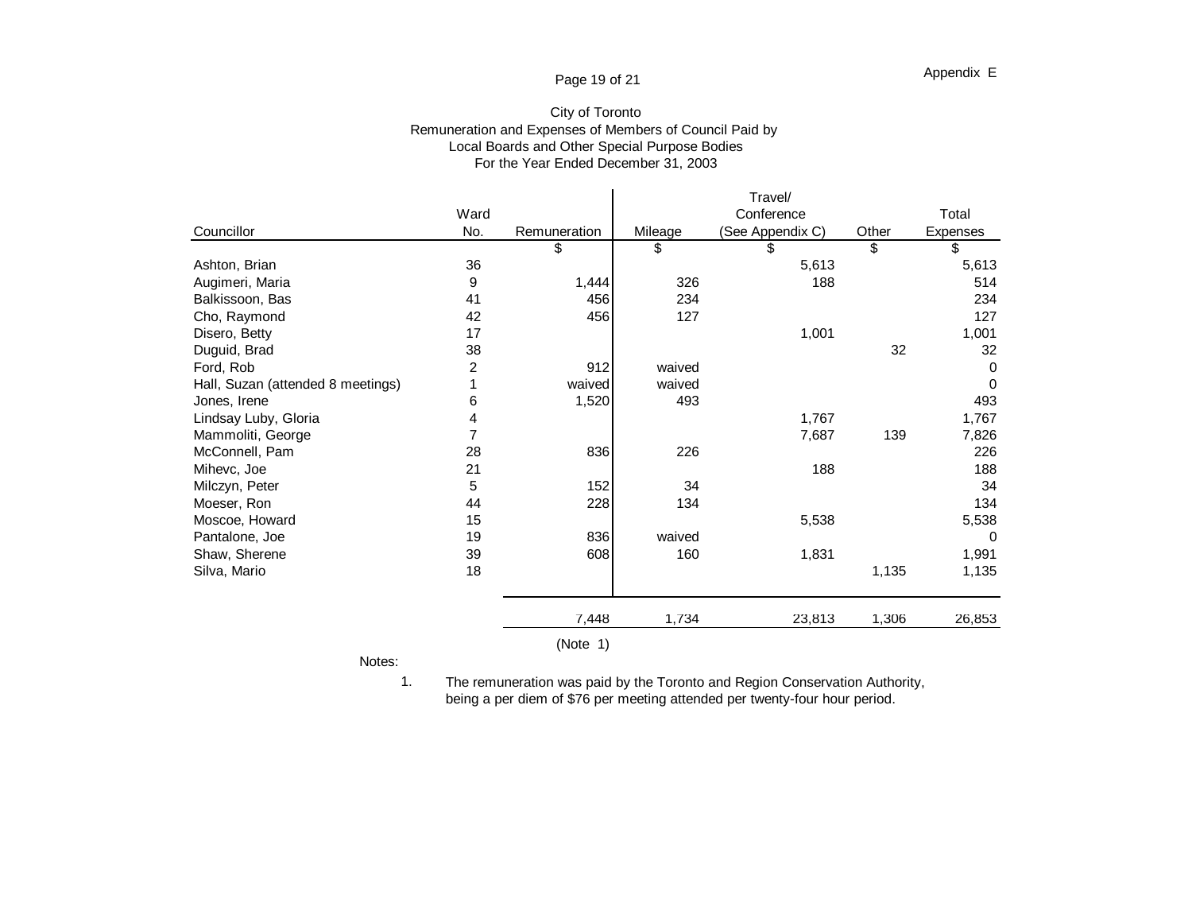Appendix E

City of Toronto
Remuneration and Expenses of Members of Council Paid by
Local Boards and Other Special Purpose Bodies
For the Year Ended December 31, 2003

| Councillor | Ward No. | Remuneration | Mileage | Travel/ Conference (See Appendix C) | Other | Total Expenses |
|---|---|---|---|---|---|---|
| | | $ | $ | $ | $ | $ |
| Ashton, Brian | 36 | | | 5,613 | | 5,613 |
| Augimeri, Maria | 9 | 1,444 | 326 | 188 | | 514 |
| Balkissoon, Bas | 41 | 456 | 234 | | | 234 |
| Cho, Raymond | 42 | 456 | 127 | | | 127 |
| Disero, Betty | 17 | | | 1,001 | | 1,001 |
| Duguid, Brad | 38 | | | | 32 | 32 |
| Ford, Rob | 2 | 912 | waived | | | 0 |
| Hall, Suzan (attended 8 meetings) | 1 | waived | waived | | | 0 |
| Jones, Irene | 6 | 1,520 | 493 | | | 493 |
| Lindsay Luby, Gloria | 4 | | | 1,767 | | 1,767 |
| Mammoliti, George | 7 | | | 7,687 | 139 | 7,826 |
| McConnell, Pam | 28 | 836 | 226 | | | 226 |
| Mihevc, Joe | 21 | | | 188 | | 188 |
| Milczyn, Peter | 5 | 152 | 34 | | | 34 |
| Moeser, Ron | 44 | 228 | 134 | | | 134 |
| Moscoe, Howard | 15 | | | 5,538 | | 5,538 |
| Pantalone, Joe | 19 | 836 | waived | | | 0 |
| Shaw, Sherene | 39 | 608 | 160 | 1,831 | | 1,991 |
| Silva, Mario | 18 | | | | 1,135 | 1,135 |
| | | 7,448 (Note 1) | 1,734 | 23,813 | 1,306 | 26,853 |

Notes:

1. The remuneration was paid by the Toronto and Region Conservation Authority, being a per diem of $76 per meeting attended per twenty-four hour period.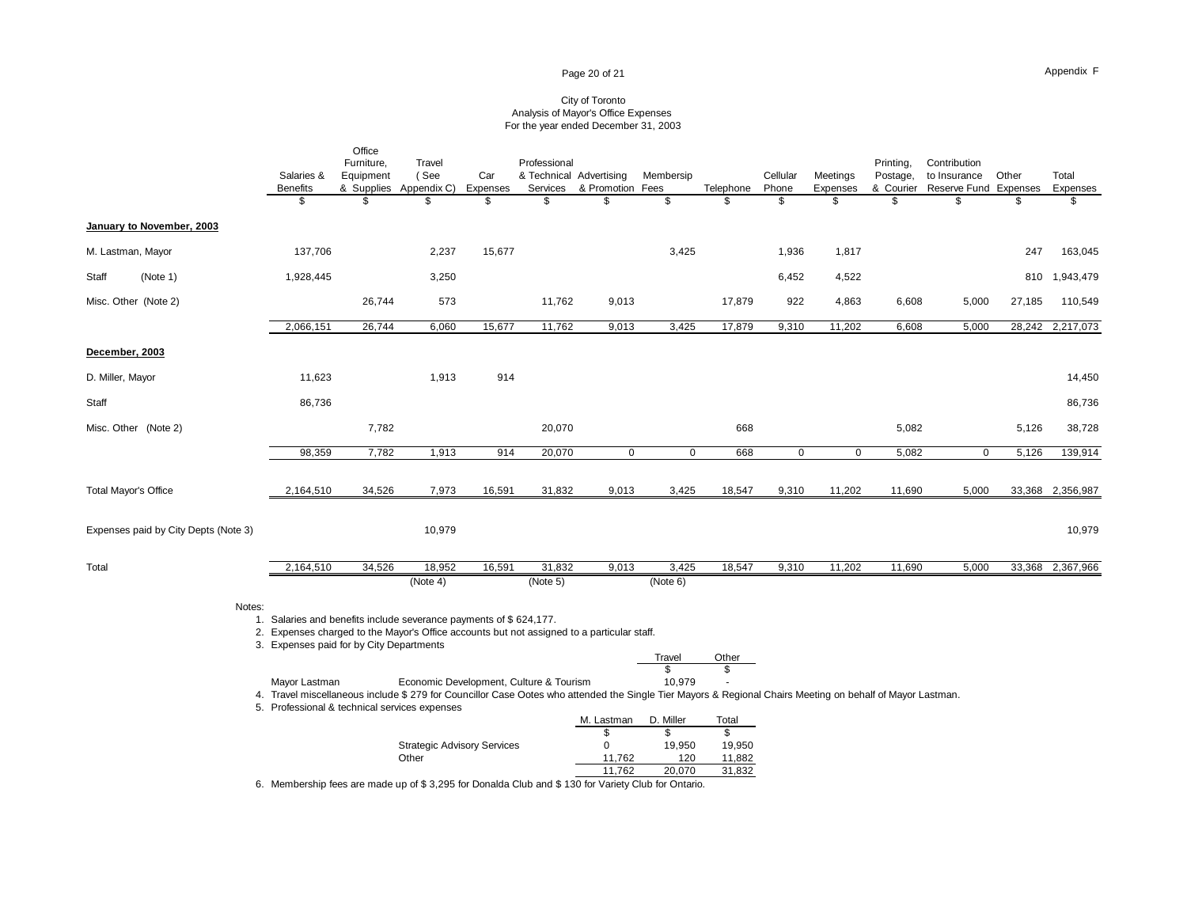Appendix F

City of Toronto
Analysis of Mayor's Office Expenses
For the year ended December 31, 2003

| | Salaries & Benefits | Office Furniture, Equipment & Supplies | Travel (See Appendix C) | Car Expenses | Professional & Technical Services | Advertising & Promotion | Membersip Fees | Telephone | Cellular Phone | Meetings Expenses | Printing, Postage, & Courier | Contribution to Insurance Reserve Fund | Other Expenses | Total Expenses |
|---|---|---|---|---|---|---|---|---|---|---|---|---|---|---|
| | $ | $ | $ | $ | $ | $ | $ | $ | $ | $ | $ | $ | $ | $ |
| **January to November, 2003** | | | | | | | | | | | | | | |
| M. Lastman, Mayor | 137,706 | | 2,237 | 15,677 | | | 3,425 | | 1,936 | 1,817 | | | 247 | 163,045 |
| Staff (Note 1) | 1,928,445 | | 3,250 | | | | | | 6,452 | 4,522 | | | 810 | 1,943,479 |
| Misc. Other (Note 2) | | 26,744 | 573 | | 11,762 | 9,013 | | 17,879 | 922 | 4,863 | 6,608 | 5,000 | 27,185 | 110,549 |
| | 2,066,151 | 26,744 | 6,060 | 15,677 | 11,762 | 9,013 | 3,425 | 17,879 | 9,310 | 11,202 | 6,608 | 5,000 | 28,242 | 2,217,073 |
| **December, 2003** | | | | | | | | | | | | | | |
| D. Miller, Mayor | 11,623 | | 1,913 | 914 | | | | | | | | | | 14,450 |
| Staff | 86,736 | | | | | | | | | | | | | 86,736 |
| Misc. Other (Note 2) | | 7,782 | | | 20,070 | | | 668 | | | 5,082 | | 5,126 | 38,728 |
| | 98,359 | 7,782 | 1,913 | 914 | 20,070 | 0 | 0 | 668 | 0 | 0 | 5,082 | 0 | 5,126 | 139,914 |
| Total Mayor's Office | 2,164,510 | 34,526 | 7,973 | 16,591 | 31,832 | 9,013 | 3,425 | 18,547 | 9,310 | 11,202 | 11,690 | 5,000 | 33,368 | 2,356,987 |
| Expenses paid by City Depts (Note 3) | | | 10,979 | | | | | | | | | | | 10,979 |
| Total | 2,164,510 | 34,526 | 18,952 | 16,591 | 31,832 | 9,013 | 3,425 | 18,547 | 9,310 | 11,202 | 11,690 | 5,000 | 33,368 | 2,367,966 |
| | | | (Note 4) | | (Note 5) | | (Note 6) | | | | | | | |

Notes:

1. Salaries and benefits include severance payments of $ 624,177.
2. Expenses charged to the Mayor's Office accounts but not assigned to a particular staff.
3. Expenses paid for by City Departments

| | | Travel | Other |
|---|---|---|---|
| | | $ | $ |
| Mayor Lastman | Economic Development, Culture & Tourism | 10,979 | - |

4. Travel miscellaneous include $ 279 for Councillor Case Ootes who attended the Single Tier Mayors & Regional Chairs Meeting on behalf of Mayor Lastman.
5. Professional & technical services expenses

| | M. Lastman | D. Miller | Total |
|---|---|---|---|
| | $ | $ | $ |
| Strategic Advisory Services | 0 | 19,950 | 19,950 |
| Other | 11,762 | 120 | 11,882 |
| | 11,762 | 20,070 | 31,832 |

6. Membership fees are made up of $ 3,295 for Donalda Club and $ 130 for Variety Club for Ontario.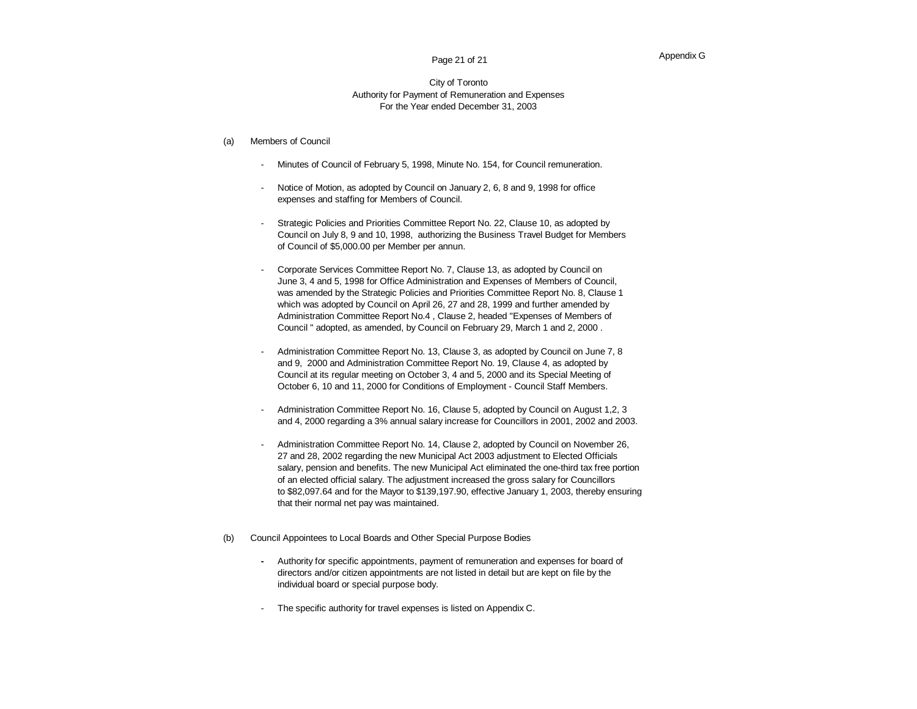Appendix G

City of Toronto
Authority for Payment of Remuneration and Expenses
For the Year ended December 31, 2003

(a) Members of Council

- Minutes of Council of February 5, 1998, Minute No. 154, for Council remuneration.

- Notice of Motion, as adopted by Council on January 2, 6, 8 and 9, 1998 for office expenses and staffing for Members of Council.

- Strategic Policies and Priorities Committee Report No. 22, Clause 10, as adopted by Council on July 8, 9 and 10, 1998, authorizing the Business Travel Budget for Members of Council of $5,000.00 per Member per annun.

- Corporate Services Committee Report No. 7, Clause 13, as adopted by Council on June 3, 4 and 5, 1998 for Office Administration and Expenses of Members of Council, was amended by the Strategic Policies and Priorities Committee Report No. 8, Clause 1 which was adopted by Council on April 26, 27 and 28, 1999 and further amended by Administration Committee Report No.4 , Clause 2, headed "Expenses of Members of Council " adopted, as amended, by Council on February 29, March 1 and 2, 2000 .

- Administration Committee Report No. 13, Clause 3, as adopted by Council on June 7, 8 and 9, 2000 and Administration Committee Report No. 19, Clause 4, as adopted by Council at its regular meeting on October 3, 4 and 5, 2000 and its Special Meeting of October 6, 10 and 11, 2000 for Conditions of Employment - Council Staff Members.

- Administration Committee Report No. 16, Clause 5, adopted by Council on August 1,2, 3 and 4, 2000 regarding a 3% annual salary increase for Councillors in 2001, 2002 and 2003.

- Administration Committee Report No. 14, Clause 2, adopted by Council on November 26, 27 and 28, 2002 regarding the new Municipal Act 2003 adjustment to Elected Officials salary, pension and benefits. The new Municipal Act eliminated the one-third tax free portion of an elected official salary. The adjustment increased the gross salary for Councillors to $82,097.64 and for the Mayor to $139,197.90, effective January 1, 2003, thereby ensuring that their normal net pay was maintained.

(b) Council Appointees to Local Boards and Other Special Purpose Bodies

- Authority for specific appointments, payment of remuneration and expenses for board of directors and/or citizen appointments are not listed in detail but are kept on file by the individual board or special purpose body.

- The specific authority for travel expenses is listed on Appendix C.